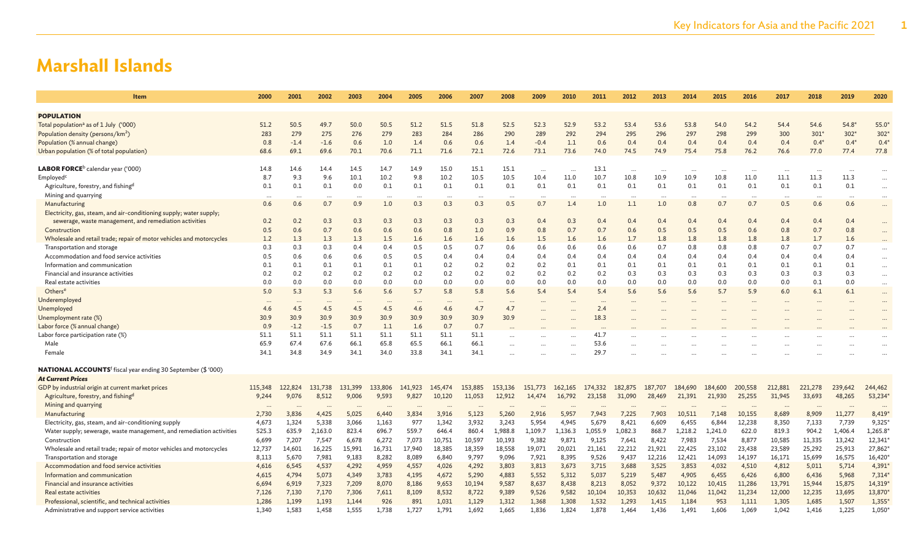# Marshall Islands

| Item | 2000 | 2001 | 2002 | 2003 | 2004 | 2005 | 2006 | 2007 | 2008 | 2009 | 2010 | 2011 | 2012 | 2013 | 2014 | 2015 | 2016 | 2017 | 2018 | 2019 | 2020 |
|---|---|---|---|---|---|---|---|---|---|---|---|---|---|---|---|---|---|---|---|---|---|
| **POPULATION** | | | | | | | | | | | | | | | | | | | | | |
| Total population[a] as of 1 July ('000) | 51.2 | 50.5 | 49.7 | 50.0 | 50.5 | 51.2 | 51.5 | 51.8 | 52.5 | 52.3 | 52.9 | 53.2 | 53.4 | 53.6 | 53.8 | 54.0 | 54.2 | 54.4 | 54.6 | 54.8* | 55.0* |
| Population density (persons/km²) | 283 | 279 | 275 | 276 | 279 | 283 | 284 | 286 | 290 | 289 | 292 | 294 | 295 | 296 | 297 | 298 | 299 | 300 | 301* | 302* | 302* |
| Population (% annual change) | 0.8 | -1.4 | -1.6 | 0.6 | 1.0 | 1.4 | 0.6 | 0.6 | 1.4 | -0.4 | 1.1 | 0.6 | 0.4 | 0.4 | 0.4 | 0.4 | 0.4 | 0.4 | 0.4* | 0.4* | 0.4* |
| Urban population (% of total population) | 68.6 | 69.1 | 69.6 | 70.1 | 70.6 | 71.1 | 71.6 | 72.1 | 72.6 | 73.1 | 73.6 | 74.0 | 74.5 | 74.9 | 75.4 | 75.8 | 76.2 | 76.6 | 77.0 | 77.4 | 77.8 |
| **LABOR FORCE**[b] calendar year ('000) | 14.8 | 14.6 | 14.4 | 14.5 | 14.7 | 14.9 | 15.0 | 15.1 | 15.1 | ... | ... | 13.1 | ... | ... | ... | ... | ... | ... | ... | ... | ... |
| Employed[c] | 8.7 | 9.3 | 9.6 | 10.1 | 10.2 | 9.8 | 10.2 | 10.5 | 10.5 | 10.4 | 11.0 | 10.7 | 10.8 | 10.9 | 10.9 | 10.8 | 11.0 | 11.1 | 11.3 | 11.3 | ... |
| Agriculture, forestry, and fishing[d] | 0.1 | 0.1 | 0.1 | 0.0 | 0.1 | 0.1 | 0.1 | 0.1 | 0.1 | 0.1 | 0.1 | 0.1 | 0.1 | 0.1 | 0.1 | 0.1 | 0.1 | 0.1 | 0.1 | 0.1 | ... |
| Mining and quarrying | ... | ... | ... | ... | ... | ... | ... | ... | ... | ... | ... | ... | ... | ... | ... | ... | ... | ... | ... | ... | ... |
| Manufacturing | 0.6 | 0.6 | 0.7 | 0.9 | 1.0 | 0.3 | 0.3 | 0.3 | 0.5 | 0.7 | 1.4 | 1.0 | 1.1 | 1.0 | 0.8 | 0.7 | 0.7 | 0.5 | 0.6 | 0.6 | ... |
| Electricity, gas, steam, and air-conditioning supply; water supply; sewerage, waste management, and remediation activities | 0.2 | 0.2 | 0.3 | 0.3 | 0.3 | 0.3 | 0.3 | 0.3 | 0.3 | 0.4 | 0.3 | 0.4 | 0.4 | 0.4 | 0.4 | 0.4 | 0.4 | 0.4 | 0.4 | 0.4 | ... |
| Construction | 0.5 | 0.6 | 0.7 | 0.6 | 0.6 | 0.6 | 0.8 | 1.0 | 0.9 | 0.8 | 0.7 | 0.7 | 0.6 | 0.5 | 0.5 | 0.5 | 0.6 | 0.8 | 0.7 | 0.8 | ... |
| Wholesale and retail trade; repair of motor vehicles and motorcycles | 1.2 | 1.3 | 1.3 | 1.3 | 1.5 | 1.6 | 1.6 | 1.6 | 1.6 | 1.5 | 1.6 | 1.6 | 1.7 | 1.8 | 1.8 | 1.8 | 1.8 | 1.8 | 1.7 | 1.6 | ... |
| Transportation and storage | 0.3 | 0.3 | 0.3 | 0.4 | 0.4 | 0.5 | 0.5 | 0.7 | 0.6 | 0.6 | 0.6 | 0.6 | 0.6 | 0.7 | 0.8 | 0.8 | 0.8 | 0.7 | 0.7 | 0.7 | ... |
| Accommodation and food service activities | 0.5 | 0.6 | 0.6 | 0.6 | 0.5 | 0.5 | 0.4 | 0.4 | 0.4 | 0.4 | 0.4 | 0.4 | 0.4 | 0.4 | 0.4 | 0.4 | 0.4 | 0.4 | 0.4 | 0.4 | ... |
| Information and communication | 0.1 | 0.1 | 0.1 | 0.1 | 0.1 | 0.1 | 0.2 | 0.2 | 0.2 | 0.2 | 0.1 | 0.1 | 0.1 | 0.1 | 0.1 | 0.1 | 0.1 | 0.1 | 0.1 | 0.1 | ... |
| Financial and insurance activities | 0.2 | 0.2 | 0.2 | 0.2 | 0.2 | 0.2 | 0.2 | 0.2 | 0.2 | 0.2 | 0.2 | 0.2 | 0.3 | 0.3 | 0.3 | 0.3 | 0.3 | 0.3 | 0.3 | 0.3 | ... |
| Real estate activities | 0.0 | 0.0 | 0.0 | 0.0 | 0.0 | 0.0 | 0.0 | 0.0 | 0.0 | 0.0 | 0.0 | 0.0 | 0.0 | 0.0 | 0.0 | 0.0 | 0.0 | 0.0 | 0.1 | 0.0 | ... |
| Others[e] | 5.0 | 5.3 | 5.3 | 5.6 | 5.6 | 5.7 | 5.8 | 5.8 | 5.6 | 5.4 | 5.4 | 5.4 | 5.6 | 5.6 | 5.6 | 5.7 | 5.9 | 6.0 | 6.1 | 6.1 | ... |
| Underemployed | ... | ... | ... | ... | ... | ... | ... | ... | ... | ... | ... | ... | ... | ... | ... | ... | ... | ... | ... | ... | ... |
| Unemployed | 4.6 | 4.5 | 4.5 | 4.5 | 4.5 | 4.6 | 4.6 | 4.7 | 4.7 | ... | ... | 2.4 | ... | ... | ... | ... | ... | ... | ... | ... | ... |
| Unemployment rate (%) | 30.9 | 30.9 | 30.9 | 30.9 | 30.9 | 30.9 | 30.9 | 30.9 | 30.9 | ... | ... | 18.3 | ... | ... | ... | ... | ... | ... | ... | ... | ... |
| Labor force (% annual change) | 0.9 | -1.2 | -1.5 | 0.7 | 1.1 | 1.6 | 0.7 | 0.7 | ... | ... | ... | ... | ... | ... | ... | ... | ... | ... | ... | ... | ... |
| Labor force participation rate (%) | 51.1 | 51.1 | 51.1 | 51.1 | 51.1 | 51.1 | 51.1 | 51.1 | ... | ... | ... | 41.7 | ... | ... | ... | ... | ... | ... | ... | ... | ... |
| Male | 65.9 | 67.4 | 67.6 | 66.1 | 65.8 | 65.5 | 66.1 | 66.1 | ... | ... | ... | 53.6 | ... | ... | ... | ... | ... | ... | ... | ... | ... |
| Female | 34.1 | 34.8 | 34.9 | 34.1 | 34.0 | 33.8 | 34.1 | 34.1 | ... | ... | ... | 29.7 | ... | ... | ... | ... | ... | ... | ... | ... | ... |
| **NATIONAL ACCOUNTS**[f] fiscal year ending 30 September ($ '000) | | | | | | | | | | | | | | | | | | | | | |
| ***At Current Prices*** | | | | | | | | | | | | | | | | | | | | | |
| GDP by industrial origin at current market prices | 115,348 | 122,824 | 131,738 | 131,399 | 133,806 | 141,923 | 145,474 | 153,885 | 153,136 | 151,773 | 162,165 | 174,332 | 182,875 | 187,707 | 184,690 | 184,600 | 200,558 | 212,881 | 221,278 | 239,642 | 244,462 |
| Agriculture, forestry, and fishing[d] | 9,244 | 9,076 | 8,512 | 9,006 | 9,593 | 9,827 | 10,120 | 11,053 | 12,912 | 14,474 | 16,792 | 23,158 | 31,090 | 28,469 | 21,391 | 21,930 | 25,255 | 31,945 | 33,693 | 48,265 | 53,234* |
| Mining and quarrying | ... | ... | ... | ... | ... | ... | ... | ... | ... | ... | ... | ... | ... | ... | ... | ... | ... | ... | ... | ... | ... |
| Manufacturing | 2,730 | 3,836 | 4,425 | 5,025 | 6,440 | 3,834 | 3,916 | 5,123 | 5,260 | 2,916 | 5,957 | 7,943 | 7,225 | 7,903 | 10,511 | 7,148 | 10,155 | 8,689 | 8,909 | 11,277 | 8,419* |
| Electricity, gas, steam, and air-conditioning supply | 4,673 | 1,324 | 5,338 | 3,066 | 1,163 | 977 | 1,342 | 3,932 | 3,243 | 5,954 | 4,945 | 5,679 | 8,421 | 6,609 | 6,455 | 6,844 | 12,238 | 8,350 | 7,133 | 7,739 | 9,325* |
| Water supply; sewerage, waste management, and remediation activities | 525.3 | 635.9 | 2,163.0 | 823.4 | 696.7 | 559.7 | 646.4 | 860.4 | 1,988.8 | 1,109.7 | 1,136.3 | 1,055.9 | 1,082.3 | 868.7 | 1,218.2 | 1,241.0 | 622.0 | 819.3 | 904.2 | 1,406.4 | 1,265.8* |
| Construction | 6,699 | 7,207 | 7,547 | 6,678 | 6,272 | 7,073 | 10,751 | 10,597 | 10,193 | 9,382 | 9,871 | 9,125 | 7,641 | 8,422 | 7,983 | 7,534 | 8,877 | 10,585 | 11,335 | 13,242 | 12,341* |
| Wholesale and retail trade; repair of motor vehicles and motorcycles | 12,737 | 14,601 | 16,225 | 15,991 | 16,731 | 17,940 | 18,385 | 18,359 | 18,558 | 19,071 | 20,021 | 21,161 | 22,212 | 21,921 | 22,425 | 23,102 | 23,438 | 23,589 | 25,292 | 25,913 | 27,862* |
| Transportation and storage | 8,113 | 5,670 | 7,981 | 9,183 | 8,282 | 8,089 | 6,840 | 9,797 | 9,096 | 7,921 | 8,395 | 9,526 | 9,437 | 12,216 | 12,421 | 14,093 | 14,197 | 16,171 | 15,699 | 16,575 | 16,420* |
| Accommodation and food service activities | 4,616 | 6,545 | 4,537 | 4,292 | 4,959 | 4,557 | 4,026 | 4,292 | 3,803 | 3,813 | 3,673 | 3,715 | 3,688 | 3,525 | 3,853 | 4,032 | 4,510 | 4,812 | 5,011 | 5,714 | 4,391* |
| Information and communication | 4,615 | 4,794 | 5,073 | 4,349 | 3,783 | 4,195 | 4,672 | 5,290 | 4,883 | 5,552 | 5,312 | 5,037 | 5,219 | 5,487 | 4,905 | 6,455 | 6,426 | 6,800 | 6,436 | 5,968 | 7,314* |
| Financial and insurance activities | 6,694 | 6,919 | 7,323 | 7,209 | 8,070 | 8,186 | 9,653 | 10,194 | 9,587 | 8,637 | 8,438 | 8,213 | 8,052 | 9,372 | 10,122 | 10,415 | 11,286 | 13,791 | 15,944 | 15,875 | 14,319* |
| Real estate activities | 7,126 | 7,130 | 7,170 | 7,306 | 7,611 | 8,109 | 8,532 | 8,722 | 9,389 | 9,526 | 9,582 | 10,104 | 10,353 | 10,632 | 11,046 | 11,042 | 11,234 | 12,000 | 12,235 | 13,695 | 13,870* |
| Professional, scientific, and technical activities | 1,286 | 1,199 | 1,193 | 1,144 | 926 | 891 | 1,031 | 1,129 | 1,312 | 1,368 | 1,308 | 1,532 | 1,293 | 1,415 | 1,184 | 953 | 1,111 | 1,305 | 1,685 | 1,507 | 1,355* |
| Administrative and support service activities | 1,340 | 1,583 | 1,458 | 1,555 | 1,738 | 1,727 | 1,791 | 1,692 | 1,665 | 1,836 | 1,824 | 1,878 | 1,464 | 1,436 | 1,491 | 1,606 | 1,069 | 1,042 | 1,416 | 1,225 | 1,050* |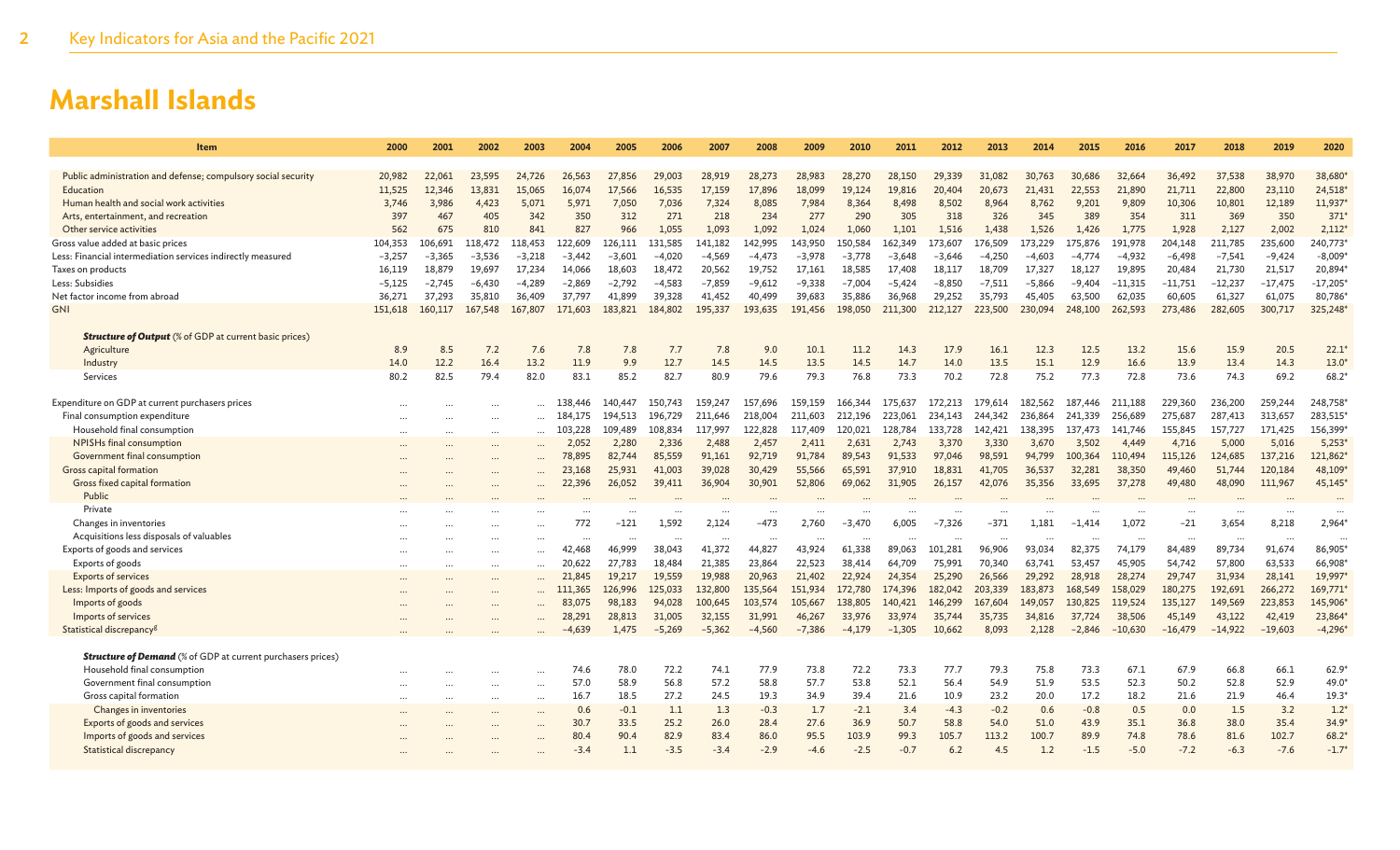# Marshall Islands

| Item | 2000 | 2001 | 2002 | 2003 | 2004 | 2005 | 2006 | 2007 | 2008 | 2009 | 2010 | 2011 | 2012 | 2013 | 2014 | 2015 | 2016 | 2017 | 2018 | 2019 | 2020 |
|---|---|---|---|---|---|---|---|---|---|---|---|---|---|---|---|---|---|---|---|---|---|
| Public administration and defense; compulsory social security | 20,982 | 22,061 | 23,595 | 24,726 | 26,563 | 27,856 | 29,003 | 28,919 | 28,273 | 28,983 | 28,270 | 28,150 | 29,339 | 31,082 | 30,763 | 30,686 | 32,664 | 36,492 | 37,538 | 38,970 | 38,680* |
| Education | 11,525 | 12,346 | 13,831 | 15,065 | 16,074 | 17,566 | 16,535 | 17,159 | 17,896 | 18,099 | 19,124 | 19,816 | 20,404 | 20,673 | 21,431 | 22,553 | 21,890 | 21,711 | 22,800 | 23,110 | 24,518* |
| Human health and social work activities | 3,746 | 3,986 | 4,423 | 5,071 | 5,971 | 7,050 | 7,036 | 7,324 | 8,085 | 7,984 | 8,364 | 8,498 | 8,502 | 8,964 | 8,762 | 9,201 | 9,809 | 10,306 | 10,801 | 12,189 | 11,937* |
| Arts, entertainment, and recreation | 397 | 467 | 405 | 342 | 350 | 312 | 271 | 218 | 234 | 277 | 290 | 305 | 318 | 326 | 345 | 389 | 354 | 311 | 369 | 350 | 371* |
| Other service activities | 562 | 675 | 810 | 841 | 827 | 966 | 1,055 | 1,093 | 1,092 | 1,024 | 1,060 | 1,101 | 1,516 | 1,438 | 1,526 | 1,426 | 1,775 | 1,928 | 2,127 | 2,002 | 2,112* |
| Gross value added at basic prices | 104,353 | 106,691 | 118,472 | 118,453 | 122,609 | 126,111 | 131,585 | 141,182 | 142,995 | 143,950 | 150,584 | 162,349 | 173,607 | 176,509 | 173,229 | 175,876 | 191,978 | 204,148 | 211,785 | 235,600 | 240,773* |
| Less: Financial intermediation services indirectly measured | −3,257 | −3,365 | −3,536 | −3,218 | −3,442 | −3,601 | −4,020 | −4,569 | −4,473 | −3,978 | −3,778 | −3,648 | −3,646 | −4,250 | −4,603 | −4,774 | −4,932 | −6,498 | −7,541 | −9,424 | −8,009* |
| Taxes on products | 16,119 | 18,879 | 19,697 | 17,234 | 14,066 | 18,603 | 18,472 | 20,562 | 19,752 | 17,161 | 18,585 | 17,408 | 18,117 | 18,709 | 17,327 | 18,127 | 19,895 | 20,484 | 21,730 | 21,517 | 20,894* |
| Less: Subsidies | −5,125 | −2,745 | −6,430 | −4,289 | −2,869 | −2,792 | −4,583 | −7,859 | −9,612 | −9,338 | −7,004 | −5,424 | −8,850 | −7,511 | −5,866 | −9,404 | −11,315 | −11,751 | −12,237 | −17,475 | −17,205* |
| Net factor income from abroad | 36,271 | 37,293 | 35,810 | 36,409 | 37,797 | 41,899 | 39,328 | 41,452 | 40,499 | 39,683 | 35,886 | 36,968 | 29,252 | 35,793 | 45,405 | 63,500 | 62,035 | 60,605 | 61,327 | 61,075 | 80,786* |
| GNI | 151,618 | 160,117 | 167,548 | 167,807 | 171,603 | 183,821 | 184,802 | 195,337 | 193,635 | 191,456 | 198,050 | 211,300 | 212,127 | 223,500 | 230,094 | 248,100 | 262,593 | 273,486 | 282,605 | 300,717 | 325,248* |
| ***Structure of Output*** (% of GDP at current basic prices) | | | | | | | | | | | | | | | | | | | | | |
| Agriculture | 8.9 | 8.5 | 7.2 | 7.6 | 7.8 | 7.8 | 7.7 | 7.8 | 9.0 | 10.1 | 11.2 | 14.3 | 17.9 | 16.1 | 12.3 | 12.5 | 13.2 | 15.6 | 15.9 | 20.5 | 22.1* |
| Industry | 14.0 | 12.2 | 16.4 | 13.2 | 11.9 | 9.9 | 12.7 | 14.5 | 14.5 | 13.5 | 14.5 | 14.7 | 14.0 | 13.5 | 15.1 | 12.9 | 16.6 | 13.9 | 13.4 | 14.3 | 13.0* |
| Services | 80.2 | 82.5 | 79.4 | 82.0 | 83.1 | 85.2 | 82.7 | 80.9 | 79.6 | 79.3 | 76.8 | 73.3 | 70.2 | 72.8 | 75.2 | 77.3 | 72.8 | 73.6 | 74.3 | 69.2 | 68.2* |
| Expenditure on GDP at current purchasers prices | ... | ... | ... | ... | 138,446 | 140,447 | 150,743 | 159,247 | 157,696 | 159,159 | 166,344 | 175,637 | 172,213 | 179,614 | 182,562 | 187,446 | 211,188 | 229,360 | 236,200 | 259,244 | 248,758* |
| Final consumption expenditure | ... | ... | ... | ... | 184,175 | 194,513 | 196,729 | 211,646 | 218,004 | 211,603 | 212,196 | 223,061 | 234,143 | 244,342 | 236,864 | 241,339 | 256,689 | 275,687 | 287,413 | 313,657 | 283,515* |
| Household final consumption | ... | ... | ... | ... | 103,228 | 109,489 | 108,834 | 117,997 | 122,828 | 117,409 | 120,021 | 128,784 | 133,728 | 142,421 | 138,395 | 137,473 | 141,746 | 155,845 | 157,727 | 171,425 | 156,399* |
| NPISHs final consumption | ... | ... | ... | ... | 2,052 | 2,280 | 2,336 | 2,488 | 2,457 | 2,411 | 2,631 | 2,743 | 3,370 | 3,330 | 3,670 | 3,502 | 4,449 | 4,716 | 5,000 | 5,016 | 5,253* |
| Government final consumption | ... | ... | ... | ... | 78,895 | 82,744 | 85,559 | 91,161 | 92,719 | 91,784 | 89,543 | 91,533 | 97,046 | 98,591 | 94,799 | 100,364 | 110,494 | 115,126 | 124,685 | 137,216 | 121,862* |
| Gross capital formation | ... | ... | ... | ... | 23,168 | 25,931 | 41,003 | 39,028 | 30,429 | 55,566 | 65,591 | 37,910 | 18,831 | 41,705 | 36,537 | 32,281 | 38,350 | 49,460 | 51,744 | 120,184 | 48,109* |
| Gross fixed capital formation | ... | ... | ... | ... | 22,396 | 26,052 | 39,411 | 36,904 | 30,901 | 52,806 | 69,062 | 31,905 | 26,157 | 42,076 | 35,356 | 33,695 | 37,278 | 49,480 | 48,090 | 111,967 | 45,145* |
| Public | ... | ... | ... | ... | ... | ... | ... | ... | ... | ... | ... | ... | ... | ... | ... | ... | ... | ... | ... | ... | ... |
| Private | ... | ... | ... | ... | ... | ... | ... | ... | ... | ... | ... | ... | ... | ... | ... | ... | ... | ... | ... | ... | ... |
| Changes in inventories | ... | ... | ... | ... | 772 | −121 | 1,592 | 2,124 | −473 | 2,760 | −3,470 | 6,005 | −7,326 | −371 | 1,181 | −1,414 | 1,072 | −21 | 3,654 | 8,218 | 2,964* |
| Acquisitions less disposals of valuables | ... | ... | ... | ... | ... | ... | ... | ... | ... | ... | ... | ... | ... | ... | ... | ... | ... | ... | ... | ... | ... |
| Exports of goods and services | ... | ... | ... | ... | 42,468 | 46,999 | 38,043 | 41,372 | 44,827 | 43,924 | 61,338 | 89,063 | 101,281 | 96,906 | 93,034 | 82,375 | 74,179 | 84,489 | 89,734 | 91,674 | 86,905* |
| Exports of goods | ... | ... | ... | ... | 20,622 | 27,783 | 18,484 | 21,385 | 23,864 | 22,523 | 38,414 | 64,709 | 75,991 | 70,340 | 63,741 | 53,457 | 45,905 | 54,742 | 57,800 | 63,533 | 66,908* |
| Exports of services | ... | ... | ... | ... | 21,845 | 19,217 | 19,559 | 19,988 | 20,963 | 21,402 | 22,924 | 24,354 | 25,290 | 26,566 | 29,292 | 28,918 | 28,274 | 29,747 | 31,934 | 28,141 | 19,997* |
| Less: Imports of goods and services | ... | ... | ... | ... | 111,365 | 126,996 | 125,033 | 132,800 | 135,564 | 151,934 | 172,780 | 174,396 | 182,042 | 203,339 | 183,873 | 168,549 | 158,029 | 180,275 | 192,691 | 266,272 | 169,771* |
| Imports of goods | ... | ... | ... | ... | 83,075 | 98,183 | 94,028 | 100,645 | 103,574 | 105,667 | 138,805 | 140,421 | 146,299 | 167,604 | 149,057 | 130,825 | 119,524 | 135,127 | 149,569 | 223,853 | 145,906* |
| Imports of services | ... | ... | ... | ... | 28,291 | 28,813 | 31,005 | 32,155 | 31,991 | 46,267 | 33,976 | 33,974 | 35,744 | 35,735 | 34,816 | 37,724 | 38,506 | 45,149 | 43,122 | 42,419 | 23,864* |
| Statistical discrepancy[g] | ... | ... | ... | ... | −4,639 | 1,475 | −5,269 | −5,362 | −4,560 | −7,386 | −4,179 | −1,305 | 10,662 | 8,093 | 2,128 | −2,846 | −10,630 | −16,479 | −14,922 | −19,603 | −4,296* |
| ***Structure of Demand*** (% of GDP at current purchasers prices) | | | | | | | | | | | | | | | | | | | | | |
| Household final consumption | ... | ... | ... | ... | 74.6 | 78.0 | 72.2 | 74.1 | 77.9 | 73.8 | 72.2 | 73.3 | 77.7 | 79.3 | 75.8 | 73.3 | 67.1 | 67.9 | 66.8 | 66.1 | 62.9* |
| Government final consumption | ... | ... | ... | ... | 57.0 | 58.9 | 56.8 | 57.2 | 58.8 | 57.7 | 53.8 | 52.1 | 56.4 | 54.9 | 51.9 | 53.5 | 52.3 | 50.2 | 52.8 | 52.9 | 49.0* |
| Gross capital formation | ... | ... | ... | ... | 16.7 | 18.5 | 27.2 | 24.5 | 19.3 | 34.9 | 39.4 | 21.6 | 10.9 | 23.2 | 20.0 | 17.2 | 18.2 | 21.6 | 21.9 | 46.4 | 19.3* |
| Changes in inventories | ... | ... | ... | ... | 0.6 | −0.1 | 1.1 | 1.3 | −0.3 | 1.7 | −2.1 | 3.4 | −4.3 | −0.2 | 0.6 | −0.8 | 0.5 | 0.0 | 1.5 | 3.2 | 1.2* |
| Exports of goods and services | ... | ... | ... | ... | 30.7 | 33.5 | 25.2 | 26.0 | 28.4 | 27.6 | 36.9 | 50.7 | 58.8 | 54.0 | 51.0 | 43.9 | 35.1 | 36.8 | 38.0 | 35.4 | 34.9* |
| Imports of goods and services | ... | ... | ... | ... | 80.4 | 90.4 | 82.9 | 83.4 | 86.0 | 95.5 | 103.9 | 99.3 | 105.7 | 113.2 | 100.7 | 89.9 | 74.8 | 78.6 | 81.6 | 102.7 | 68.2* |
| Statistical discrepancy | ... | ... | ... | ... | −3.4 | 1.1 | −3.5 | −3.4 | −2.9 | −4.6 | −2.5 | −0.7 | 6.2 | 4.5 | 1.2 | −1.5 | −5.0 | −7.2 | −6.3 | −7.6 | −1.7* |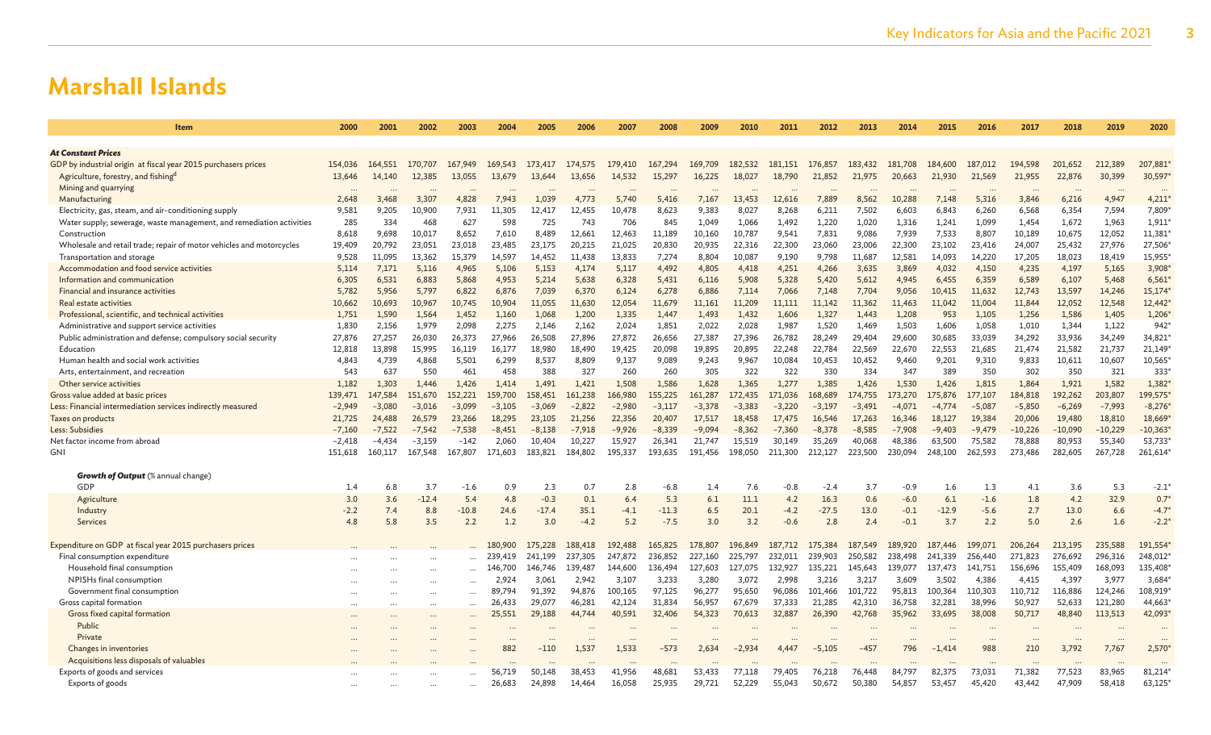# Marshall Islands

| Item | 2000 | 2001 | 2002 | 2003 | 2004 | 2005 | 2006 | 2007 | 2008 | 2009 | 2010 | 2011 | 2012 | 2013 | 2014 | 2015 | 2016 | 2017 | 2018 | 2019 | 2020 |
|---|---|---|---|---|---|---|---|---|---|---|---|---|---|---|---|---|---|---|---|---|---|
| ***At Constant Prices*** | | | | | | | | | | | | | | | | | | | | | |
| GDP by industrial origin at fiscal year 2015 purchasers prices | 154,036 | 164,551 | 170,707 | 167,949 | 169,543 | 173,417 | 174,575 | 179,410 | 167,294 | 169,709 | 182,532 | 181,151 | 176,857 | 183,432 | 181,708 | 184,600 | 187,012 | 194,598 | 201,652 | 212,389 | 207,881* |
| Agriculture, forestry, and fishing[d] | 13,646 | 14,140 | 12,385 | 13,055 | 13,679 | 13,644 | 13,656 | 14,532 | 15,297 | 16,225 | 18,027 | 18,790 | 21,852 | 21,975 | 20,663 | 21,930 | 21,569 | 21,955 | 22,876 | 30,399 | 30,597* |
| Mining and quarrying | … | … | … | … | … | … | … | … | … | … | … | … | … | … | … | … | … | … | … | … | … |
| Manufacturing | 2,648 | 3,468 | 3,307 | 4,828 | 7,943 | 1,039 | 4,773 | 5,740 | 5,416 | 7,167 | 13,453 | 12,616 | 7,889 | 8,562 | 10,288 | 7,148 | 5,316 | 3,846 | 6,216 | 4,947 | 4,211* |
| Electricity, gas, steam, and air-conditioning supply | 9,581 | 9,205 | 10,900 | 7,931 | 11,305 | 12,417 | 12,455 | 10,478 | 8,623 | 9,383 | 8,027 | 8,268 | 6,211 | 7,502 | 6,603 | 6,843 | 6,260 | 6,568 | 6,354 | 7,594 | 7,809* |
| Water supply; sewerage, waste management, and remediation activities | 285 | 334 | 468 | 627 | 598 | 725 | 743 | 706 | 845 | 1,049 | 1,066 | 1,492 | 1,220 | 1,020 | 1,316 | 1,241 | 1,099 | 1,454 | 1,672 | 1,963 | 1,911* |
| Construction | 8,618 | 9,698 | 10,017 | 8,652 | 7,610 | 8,489 | 12,661 | 12,463 | 11,189 | 10,160 | 10,787 | 9,541 | 7,831 | 9,086 | 7,939 | 7,533 | 8,807 | 10,189 | 10,675 | 12,052 | 11,381* |
| Wholesale and retail trade; repair of motor vehicles and motorcycles | 19,409 | 20,792 | 23,051 | 23,018 | 23,485 | 23,175 | 20,215 | 21,025 | 20,830 | 20,935 | 22,316 | 22,300 | 23,060 | 23,006 | 22,300 | 23,102 | 23,416 | 24,007 | 25,432 | 27,976 | 27,506* |
| Transportation and storage | 9,528 | 11,095 | 13,362 | 15,379 | 14,597 | 14,452 | 11,438 | 13,833 | 7,274 | 8,804 | 10,087 | 9,190 | 9,798 | 11,687 | 12,581 | 14,093 | 14,220 | 17,205 | 18,023 | 18,419 | 15,955* |
| Accommodation and food service activities | 5,114 | 7,171 | 5,116 | 4,965 | 5,106 | 5,153 | 4,174 | 5,117 | 4,492 | 4,805 | 4,418 | 4,251 | 4,266 | 3,635 | 3,869 | 4,032 | 4,150 | 4,235 | 4,197 | 5,165 | 3,908* |
| Information and communication | 6,305 | 6,531 | 6,883 | 5,868 | 4,953 | 5,214 | 5,638 | 6,328 | 5,431 | 6,116 | 5,908 | 5,328 | 5,420 | 5,612 | 4,945 | 6,455 | 6,359 | 6,589 | 6,107 | 5,468 | 6,561* |
| Financial and insurance activities | 5,782 | 5,956 | 5,797 | 6,822 | 6,876 | 7,039 | 6,370 | 6,124 | 6,278 | 6,886 | 7,114 | 7,066 | 7,148 | 7,704 | 9,056 | 10,415 | 11,632 | 12,743 | 13,597 | 14,246 | 15,174* |
| Real estate activities | 10,662 | 10,693 | 10,967 | 10,745 | 10,904 | 11,055 | 11,630 | 12,054 | 11,679 | 11,161 | 11,209 | 11,111 | 11,142 | 11,362 | 11,463 | 11,042 | 11,004 | 11,844 | 12,052 | 12,548 | 12,442* |
| Professional, scientific, and technical activities | 1,751 | 1,590 | 1,564 | 1,452 | 1,160 | 1,068 | 1,200 | 1,335 | 1,447 | 1,493 | 1,432 | 1,606 | 1,327 | 1,443 | 1,208 | 953 | 1,105 | 1,256 | 1,586 | 1,405 | 1,206* |
| Administrative and support service activities | 1,830 | 2,156 | 1,979 | 2,098 | 2,275 | 2,146 | 2,162 | 2,024 | 1,851 | 2,022 | 2,028 | 1,987 | 1,520 | 1,469 | 1,503 | 1,606 | 1,058 | 1,010 | 1,344 | 1,122 | 942* |
| Public administration and defense; compulsory social security | 27,876 | 27,257 | 26,030 | 26,373 | 27,966 | 26,508 | 27,896 | 27,872 | 26,656 | 27,387 | 27,396 | 26,782 | 28,249 | 29,404 | 29,600 | 30,685 | 33,039 | 34,292 | 33,936 | 34,249 | 34,821* |
| Education | 12,818 | 13,898 | 15,995 | 16,119 | 16,177 | 18,980 | 18,490 | 19,425 | 20,098 | 19,895 | 20,895 | 22,248 | 22,784 | 22,569 | 22,670 | 22,553 | 21,685 | 21,474 | 21,582 | 21,737 | 21,149* |
| Human health and social work activities | 4,843 | 4,739 | 4,868 | 5,501 | 6,299 | 8,537 | 8,809 | 9,137 | 9,089 | 9,243 | 9,967 | 10,084 | 10,453 | 10,452 | 9,460 | 9,201 | 9,310 | 9,833 | 10,611 | 10,607 | 10,565* |
| Arts, entertainment, and recreation | 543 | 637 | 550 | 461 | 458 | 388 | 327 | 260 | 260 | 305 | 322 | 322 | 330 | 334 | 347 | 389 | 350 | 302 | 350 | 321 | 333* |
| Other service activities | 1,182 | 1,303 | 1,446 | 1,426 | 1,414 | 1,491 | 1,421 | 1,508 | 1,586 | 1,628 | 1,365 | 1,277 | 1,385 | 1,426 | 1,530 | 1,426 | 1,815 | 1,864 | 1,921 | 1,582 | 1,382* |
| Gross value added at basic prices | 139,471 | 147,584 | 151,670 | 152,221 | 159,700 | 158,451 | 161,238 | 166,980 | 155,225 | 161,287 | 172,435 | 171,036 | 168,689 | 174,755 | 173,270 | 175,876 | 177,107 | 184,818 | 192,262 | 203,807 | 199,575* |
| Less: Financial intermediation services indirectly measured | −2,949 | −3,080 | −3,016 | −3,099 | −3,105 | −3,069 | −2,822 | −2,980 | −3,117 | −3,378 | −3,383 | −3,220 | −3,197 | −3,491 | −4,071 | −4,774 | −5,087 | −5,850 | −6,269 | −7,993 | −8,276* |
| Taxes on products | 21,725 | 24,488 | 26,579 | 23,266 | 18,295 | 23,105 | 21,256 | 22,356 | 20,407 | 17,517 | 18,458 | 17,475 | 16,546 | 17,263 | 16,346 | 18,127 | 19,384 | 20,006 | 19,480 | 18,810 | 18,669* |
| Less: Subsidies | −7,160 | −7,522 | −7,542 | −7,538 | −8,451 | −8,138 | −7,918 | −9,926 | −8,339 | −9,094 | −8,362 | −7,360 | −8,378 | −8,585 | −7,908 | −9,403 | −9,479 | −10,226 | −10,090 | −10,229 | −10,363* |
| Net factor income from abroad | −2,418 | −4,434 | −3,159 | −142 | 2,060 | 10,404 | 10,227 | 15,927 | 26,341 | 21,747 | 15,519 | 30,149 | 35,269 | 40,068 | 48,386 | 63,500 | 75,582 | 78,888 | 80,953 | 55,340 | 53,733* |
| GNI | 151,618 | 160,117 | 167,548 | 167,807 | 171,603 | 183,821 | 184,802 | 195,337 | 193,635 | 191,456 | 198,050 | 211,300 | 212,127 | 223,500 | 230,094 | 248,100 | 262,593 | 273,486 | 282,605 | 267,728 | 261,614* |
| ***Growth of Output*** (% annual change) | | | | | | | | | | | | | | | | | | | | | |
| GDP | 1.4 | 6.8 | 3.7 | −1.6 | 0.9 | 2.3 | 0.7 | 2.8 | −6.8 | 1.4 | 7.6 | −0.8 | −2.4 | 3.7 | −0.9 | 1.6 | 1.3 | 4.1 | 3.6 | 5.3 | −2.1* |
| Agriculture | 3.0 | 3.6 | −12.4 | 5.4 | 4.8 | −0.3 | 0.1 | 6.4 | 5.3 | 6.1 | 11.1 | 4.2 | 16.3 | 0.6 | −6.0 | 6.1 | −1.6 | 1.8 | 4.2 | 32.9 | 0.7* |
| Industry | −2.2 | 7.4 | 8.8 | −10.8 | 24.6 | −17.4 | 35.1 | −4.1 | −11.3 | 6.5 | 20.1 | −4.2 | −27.5 | 13.0 | −0.1 | −12.9 | −5.6 | 2.7 | 13.0 | 6.6 | −4.7* |
| Services | 4.8 | 5.8 | 3.5 | 2.2 | 1.2 | 3.0 | −4.2 | 5.2 | −7.5 | 3.0 | 3.2 | −0.6 | 2.8 | 2.4 | −0.1 | 3.7 | 2.2 | 5.0 | 2.6 | 1.6 | −2.2* |
| Expenditure on GDP at fiscal year 2015 purchasers prices | … | … | … | … | 180,900 | 175,228 | 188,418 | 192,488 | 165,825 | 178,807 | 196,849 | 187,712 | 175,384 | 187,549 | 189,920 | 187,446 | 199,071 | 206,264 | 213,195 | 235,588 | 191,554* |
| Final consumption expenditure | … | … | … | … | 239,419 | 241,199 | 237,305 | 247,872 | 236,852 | 227,160 | 225,797 | 232,011 | 239,903 | 250,582 | 238,498 | 241,339 | 256,440 | 271,823 | 276,692 | 296,316 | 248,012* |
| Household final consumption | … | … | … | … | 146,700 | 146,746 | 139,487 | 144,600 | 136,494 | 127,603 | 127,075 | 132,927 | 135,221 | 145,643 | 139,077 | 137,473 | 141,751 | 156,696 | 155,409 | 168,093 | 135,408* |
| NPISHs final consumption | … | … | … | … | 2,924 | 3,061 | 2,942 | 3,107 | 3,233 | 3,280 | 3,072 | 2,998 | 3,216 | 3,217 | 3,609 | 3,502 | 4,386 | 4,415 | 4,397 | 3,977 | 3,684* |
| Government final consumption | … | … | … | … | 89,794 | 91,392 | 94,876 | 100,165 | 97,125 | 96,277 | 95,650 | 96,086 | 101,466 | 101,722 | 95,813 | 100,364 | 110,303 | 110,712 | 116,886 | 124,246 | 108,919* |
| Gross capital formation | … | … | … | … | 26,433 | 29,077 | 46,281 | 42,124 | 31,834 | 56,957 | 67,679 | 37,333 | 21,285 | 42,310 | 36,758 | 32,281 | 38,996 | 50,927 | 52,633 | 121,280 | 44,663* |
| Gross fixed capital formation | … | … | … | … | 25,551 | 29,188 | 44,744 | 40,591 | 32,406 | 54,323 | 70,613 | 32,887 | 26,390 | 42,768 | 35,962 | 33,695 | 38,008 | 50,717 | 48,840 | 113,513 | 42,093* |
| Public | … | … | … | … | … | … | … | … | … | … | … | … | … | … | … | … | … | … | … | … | … |
| Private | … | … | … | … | … | … | … | … | … | … | … | … | … | … | … | … | … | … | … | … | … |
| Changes in inventories | … | … | … | … | 882 | −110 | 1,537 | 1,533 | −573 | 2,634 | −2,934 | 4,447 | −5,105 | −457 | 796 | −1,414 | 988 | 210 | 3,792 | 7,767 | 2,570* |
| Acquisitions less disposals of valuables | … | … | … | … | … | … | … | … | … | … | … | … | … | … | … | … | … | … | … | … | … |
| Exports of goods and services | … | … | … | … | 56,719 | 50,148 | 38,453 | 41,956 | 48,681 | 53,433 | 77,118 | 79,405 | 76,218 | 76,448 | 84,797 | 82,375 | 73,031 | 71,382 | 77,523 | 83,965 | 81,214* |
| Exports of goods | … | … | … | … | 26,683 | 24,898 | 14,464 | 16,058 | 25,935 | 29,721 | 52,229 | 55,043 | 50,672 | 50,380 | 54,857 | 53,457 | 45,420 | 43,442 | 47,909 | 58,418 | 63,125* |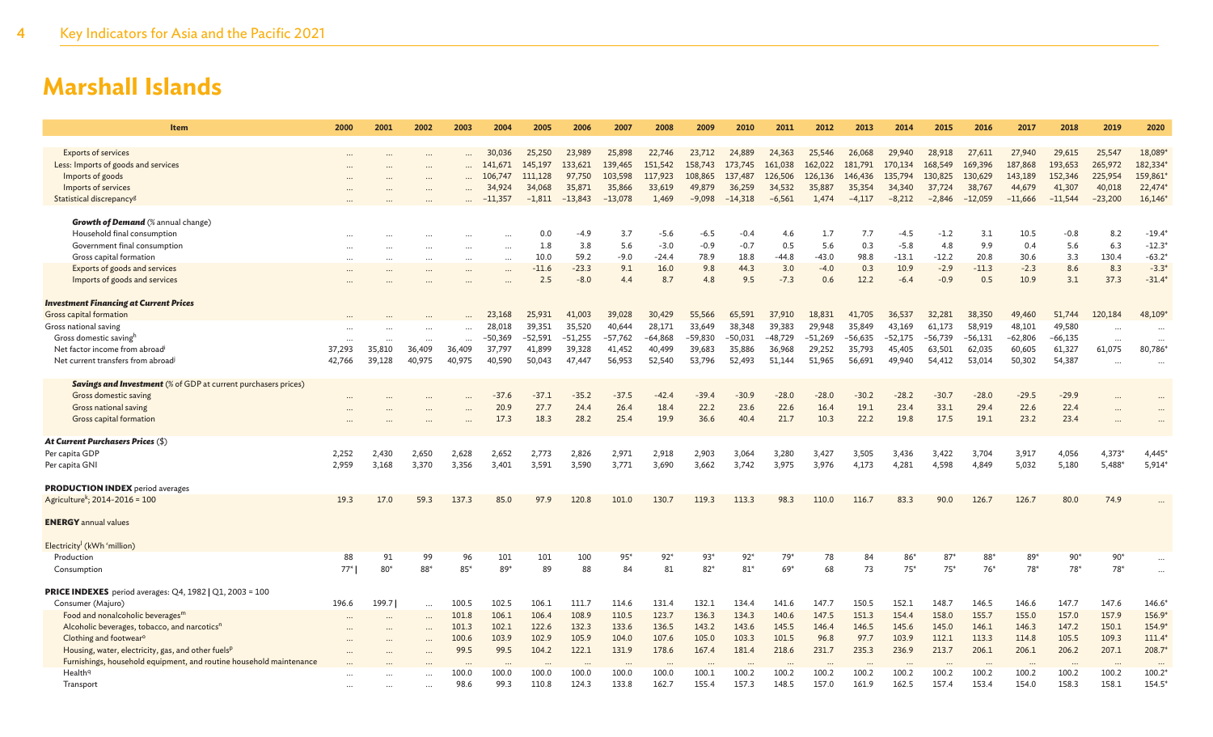# Marshall Islands

| Item | 2000 | 2001 | 2002 | 2003 | 2004 | 2005 | 2006 | 2007 | 2008 | 2009 | 2010 | 2011 | 2012 | 2013 | 2014 | 2015 | 2016 | 2017 | 2018 | 2019 | 2020 |
|---|---|---|---|---|---|---|---|---|---|---|---|---|---|---|---|---|---|---|---|---|---|
| Exports of services | … | … | … | … | 30,036 | 25,250 | 23,989 | 25,898 | 22,746 | 23,712 | 24,889 | 24,363 | 25,546 | 26,068 | 29,940 | 28,918 | 27,611 | 27,940 | 29,615 | 25,547 | 18,089* |
| Less: Imports of goods and services | … | … | … | … | 141,671 | 145,197 | 133,621 | 139,465 | 151,542 | 158,743 | 173,745 | 161,038 | 162,022 | 181,791 | 170,134 | 168,549 | 169,396 | 187,868 | 193,653 | 265,972 | 182,334* |
| Imports of goods | … | … | … | … | 106,747 | 111,128 | 97,750 | 103,598 | 117,923 | 108,865 | 137,487 | 126,506 | 126,136 | 146,436 | 135,794 | 130,825 | 130,629 | 143,189 | 152,346 | 225,954 | 159,861* |
| Imports of services | … | … | … | … | 34,924 | 34,068 | 35,871 | 35,866 | 33,619 | 49,879 | 36,259 | 34,532 | 35,887 | 35,354 | 34,340 | 37,724 | 38,767 | 44,679 | 41,307 | 40,018 | 22,474* |
| Statistical discrepancy[g] | … | … | … | … | −11,357 | −1,811 | −13,843 | −13,078 | 1,469 | −9,098 | −14,318 | −6,561 | 1,474 | −4,117 | −8,212 | −2,846 | −12,059 | −11,666 | −11,544 | −23,200 | 16,146* |
| ***Growth of Demand*** (% annual change) | | | | | | | | | | | | | | | | | | | | | |
| Household final consumption | … | … | … | … | … | 0.0 | −4.9 | 3.7 | −5.6 | −6.5 | −0.4 | 4.6 | 1.7 | 7.7 | −4.5 | −1.2 | 3.1 | 10.5 | −0.8 | 8.2 | −19.4* |
| Government final consumption | … | … | … | … | … | 1.8 | 3.8 | 5.6 | −3.0 | −0.9 | −0.7 | 0.5 | 5.6 | 0.3 | −5.8 | 4.8 | 9.9 | 0.4 | 5.6 | 6.3 | −12.3* |
| Gross capital formation | … | … | … | … | … | 10.0 | 59.2 | −9.0 | −24.4 | 78.9 | 18.8 | −44.8 | −43.0 | 98.8 | −13.1 | −12.2 | 20.8 | 30.6 | 3.3 | 130.4 | −63.2* |
| Exports of goods and services | … | … | … | … | … | −11.6 | −23.3 | 9.1 | 16.0 | 9.8 | 44.3 | 3.0 | −4.0 | 0.3 | 10.9 | −2.9 | −11.3 | −2.3 | 8.6 | 8.3 | −3.3* |
| Imports of goods and services | … | … | … | … | … | 2.5 | −8.0 | 4.4 | 8.7 | 4.8 | 9.5 | −7.3 | 0.6 | 12.2 | −6.4 | −0.9 | 0.5 | 10.9 | 3.1 | 37.3 | −31.4* |
| ***Investment Financing at Current Prices*** | | | | | | | | | | | | | | | | | | | | | |
| Gross capital formation | … | … | … | … | 23,168 | 25,931 | 41,003 | 39,028 | 30,429 | 55,566 | 65,591 | 37,910 | 18,831 | 41,705 | 36,537 | 32,281 | 38,350 | 49,460 | 51,744 | 120,184 | 48,109* |
| Gross national saving | … | … | … | … | 28,018 | 39,351 | 35,520 | 40,644 | 28,171 | 33,649 | 38,348 | 39,383 | 29,948 | 35,849 | 43,169 | 61,173 | 58,919 | 48,101 | 49,580 | … | … |
| Gross domestic saving[h] | … | … | … | … | −50,369 | −52,591 | −51,255 | −57,762 | −64,868 | −59,830 | −50,031 | −48,729 | −51,269 | −56,635 | −52,175 | −56,739 | −56,131 | −62,806 | −66,135 | … | … |
| Net factor income from abroad[i] | 37,293 | 35,810 | 36,409 | 36,409 | 37,797 | 41,899 | 39,328 | 41,452 | 40,499 | 39,683 | 35,886 | 36,968 | 29,252 | 35,793 | 45,405 | 63,501 | 62,035 | 60,605 | 61,327 | 61,075 | 80,786* |
| Net current transfers from abroad[j] | 42,766 | 39,128 | 40,975 | 40,975 | 40,590 | 50,043 | 47,447 | 56,953 | 52,540 | 53,796 | 52,493 | 51,144 | 51,965 | 56,691 | 49,940 | 54,412 | 53,014 | 50,302 | 54,387 | … | … |
| ***Savings and Investment*** (% of GDP at current purchasers prices) | | | | | | | | | | | | | | | | | | | | | |
| Gross domestic saving | … | … | … | … | −37.6 | −37.1 | −35.2 | −37.5 | −42.4 | −39.4 | −30.9 | −28.0 | −28.0 | −30.2 | −28.2 | −30.7 | −28.0 | −29.5 | −29.9 | … | … |
| Gross national saving | … | … | … | … | 20.9 | 27.7 | 24.4 | 26.4 | 18.4 | 22.2 | 23.6 | 22.6 | 16.4 | 19.1 | 23.4 | 33.1 | 29.4 | 22.6 | 22.4 | … | … |
| Gross capital formation | … | … | … | … | 17.3 | 18.3 | 28.2 | 25.4 | 19.9 | 36.6 | 40.4 | 21.7 | 10.3 | 22.2 | 19.8 | 17.5 | 19.1 | 23.2 | 23.4 | … | … |
| ***At Current Purchasers Prices*** ($) | | | | | | | | | | | | | | | | | | | | | |
| Per capita GDP | 2,252 | 2,430 | 2,650 | 2,628 | 2,652 | 2,773 | 2,826 | 2,971 | 2,918 | 2,903 | 3,064 | 3,280 | 3,427 | 3,505 | 3,436 | 3,422 | 3,704 | 3,917 | 4,056 | 4,373* | 4,445* |
| Per capita GNI | 2,959 | 3,168 | 3,370 | 3,356 | 3,401 | 3,591 | 3,590 | 3,771 | 3,690 | 3,662 | 3,742 | 3,975 | 3,976 | 4,173 | 4,281 | 4,598 | 4,849 | 5,032 | 5,180 | 5,488* | 5,914* |
| **PRODUCTION INDEX** period averages | | | | | | | | | | | | | | | | | | | | | |
| Agriculture[k]; 2014–2016 = 100 | 19.3 | 17.0 | 59.3 | 137.3 | 85.0 | 97.9 | 120.8 | 101.0 | 130.7 | 119.3 | 113.3 | 98.3 | 110.0 | 116.7 | 83.3 | 90.0 | 126.7 | 126.7 | 80.0 | 74.9 | … |
| **ENERGY** annual values | | | | | | | | | | | | | | | | | | | | | |
| Electricity[l] (kWh 'million) | | | | | | | | | | | | | | | | | | | | | |
| Production | 88 | 91 | 99 | 96 | 101 | 101 | 100 | 95* | 92* | 93* | 92* | 79* | 78 | 84 | 86* | 87* | 88* | 89* | 90* | 90* | … |
| Consumption | 77* \| | 80* | 88* | 85* | 89* | 89 | 88 | 84 | 81 | 82* | 81* | 69* | 68 | 73 | 75* | 75* | 76* | 78* | 78* | 78* | … |
| **PRICE INDEXES** period averages: Q4, 1982 \| Q1, 2003 = 100 | | | | | | | | | | | | | | | | | | | | | |
| Consumer (Majuro) | 196.6 | 199.7 \| | … | 100.5 | 102.5 | 106.1 | 111.7 | 114.6 | 131.4 | 132.1 | 134.4 | 141.6 | 147.7 | 150.5 | 152.1 | 148.7 | 146.5 | 146.6 | 147.7 | 147.6 | 146.6* |
| Food and nonalcoholic beverages[m] | … | … | … | 101.8 | 106.1 | 106.4 | 108.9 | 110.5 | 123.7 | 136.3 | 134.3 | 140.6 | 147.5 | 151.3 | 154.4 | 158.0 | 155.7 | 155.0 | 157.0 | 157.9 | 156.9* |
| Alcoholic beverages, tobacco, and narcotics[n] | … | … | … | 101.3 | 102.1 | 122.6 | 132.3 | 133.6 | 136.5 | 143.2 | 143.6 | 145.5 | 146.4 | 146.5 | 145.6 | 145.0 | 146.1 | 146.3 | 147.2 | 150.1 | 154.9* |
| Clothing and footwear[o] | … | … | … | 100.6 | 103.9 | 102.9 | 105.9 | 104.0 | 107.6 | 105.0 | 103.3 | 101.5 | 96.8 | 97.7 | 103.9 | 112.1 | 113.3 | 114.8 | 105.5 | 109.3 | 111.4* |
| Housing, water, electricity, gas, and other fuels[p] | … | … | … | 99.5 | 99.5 | 104.2 | 122.1 | 131.9 | 178.6 | 167.4 | 181.4 | 218.6 | 231.7 | 235.3 | 236.9 | 213.7 | 206.1 | 206.1 | 206.2 | 207.1 | 208.7* |
| Furnishings, household equipment, and routine household maintenance | … | … | … | … | … | … | … | … | … | … | … | … | … | … | … | … | … | … | … | … | … |
| Health[q] | … | … | … | 100.0 | 100.0 | 100.0 | 100.0 | 100.0 | 100.0 | 100.1 | 100.2 | 100.2 | 100.2 | 100.2 | 100.2 | 100.2 | 100.2 | 100.2 | 100.2 | 100.2 | 100.2* |
| Transport | … | … | … | 98.6 | 99.3 | 110.8 | 124.3 | 133.8 | 162.7 | 155.4 | 157.3 | 148.5 | 157.0 | 161.9 | 162.5 | 157.4 | 153.4 | 154.0 | 158.3 | 158.1 | 154.5* |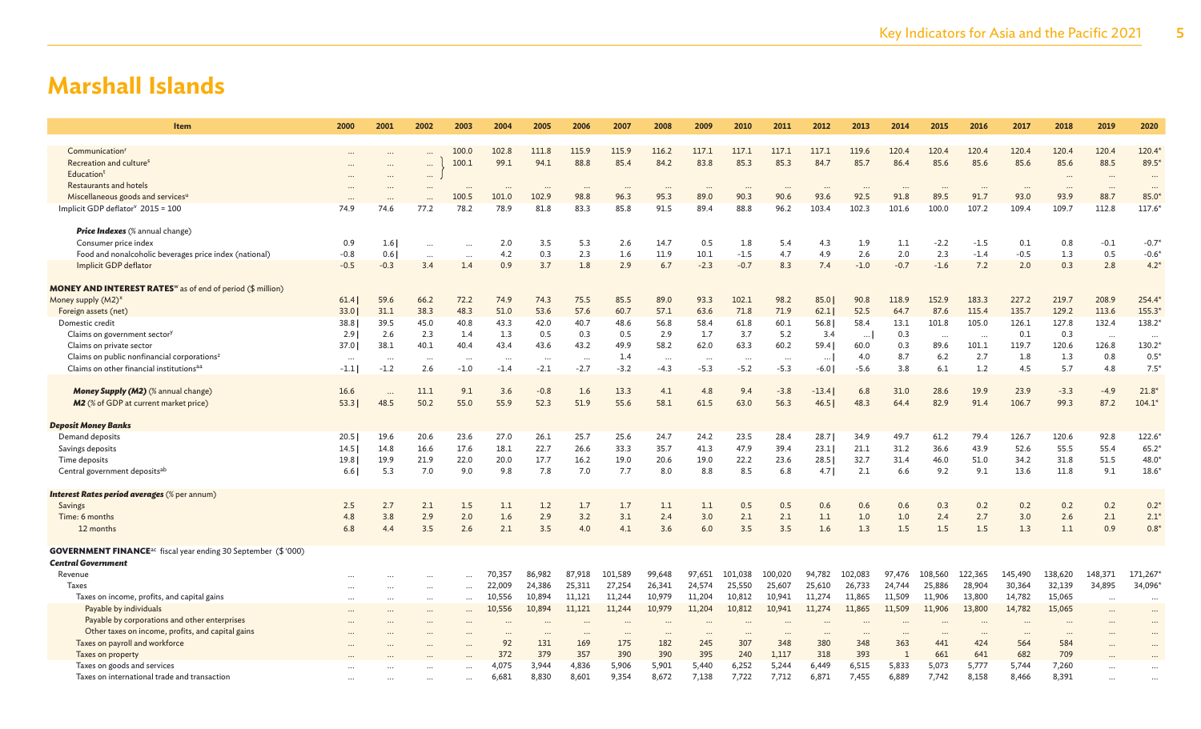# Marshall Islands

| Item | 2000 | 2001 | 2002 | 2003 | 2004 | 2005 | 2006 | 2007 | 2008 | 2009 | 2010 | 2011 | 2012 | 2013 | 2014 | 2015 | 2016 | 2017 | 2018 | 2019 | 2020 |
|---|---|---|---|---|---|---|---|---|---|---|---|---|---|---|---|---|---|---|---|---|---|
| Communication[r] | ... | ... | ... | 100.0 | 102.8 | 111.8 | 115.9 | 115.9 | 116.2 | 117.1 | 117.1 | 117.1 | 117.1 | 119.6 | 120.4 | 120.4 | 120.4 | 120.4 | 120.4 | 120.4 | 120.4* |
| Recreation and culture[s] | ... | ... | ... | 100.1 | 99.1 | 94.1 | 88.8 | 85.4 | 84.2 | 83.8 | 85.3 | 85.3 | 84.7 | 85.7 | 86.4 | 85.6 | 85.6 | 85.6 | 85.6 | 88.5 | 89.5* |
| Education[t] | ... | ... | ... | | | | | | | | | | | | | | | | ... | ... | ... |
| Restaurants and hotels | ... | ... | ... | ... | ... | ... | ... | ... | ... | ... | ... | ... | ... | ... | ... | ... | ... | ... | ... | ... | ... |
| Miscellaneous goods and services[u] | ... | ... | ... | 100.5 | 101.0 | 102.9 | 98.8 | 96.3 | 95.3 | 89.0 | 90.3 | 90.6 | 93.6 | 92.5 | 91.8 | 89.5 | 91.7 | 93.0 | 93.9 | 88.7 | 85.0* |
| Implicit GDP deflator[v] 2015 = 100 | 74.9 | 74.6 | 77.2 | 78.2 | 78.9 | 81.8 | 83.3 | 85.8 | 91.5 | 89.4 | 88.8 | 96.2 | 103.4 | 102.3 | 101.6 | 100.0 | 107.2 | 109.4 | 109.7 | 112.8 | 117.6* |
| ***Price Indexes*** (% annual change) | | | | | | | | | | | | | | | | | | | | | |
| Consumer price index | 0.9 | 1.6 | ... | ... | 2.0 | 3.5 | 5.3 | 2.6 | 14.7 | 0.5 | 1.8 | 5.4 | 4.3 | 1.9 | 1.1 | -2.2 | -1.5 | 0.1 | 0.8 | -0.1 | -0.7* |
| Food and nonalcoholic beverages price index (national) | -0.8 | 0.6 | ... | ... | 4.2 | 0.3 | 2.3 | 1.6 | 11.9 | 10.1 | -1.5 | 4.7 | 4.9 | 2.6 | 2.0 | 2.3 | -1.4 | -0.5 | 1.3 | 0.5 | -0.6* |
| Implicit GDP deflator | -0.5 | -0.3 | 3.4 | 1.4 | 0.9 | 3.7 | 1.8 | 2.9 | 6.7 | -2.3 | -0.7 | 8.3 | 7.4 | -1.0 | -0.7 | -1.6 | 7.2 | 2.0 | 0.3 | 2.8 | 4.2* |
| **MONEY AND INTEREST RATES**[w] as of end of period ($ million) | | | | | | | | | | | | | | | | | | | | | |
| Money supply (M2)[x] | 61.4 | 59.6 | 66.2 | 72.2 | 74.9 | 74.3 | 75.5 | 85.5 | 89.0 | 93.3 | 102.1 | 98.2 | 85.0 | 90.8 | 118.9 | 152.9 | 183.3 | 227.2 | 219.7 | 208.9 | 254.4* |
| Foreign assets (net) | 33.0 | 31.1 | 38.3 | 48.3 | 51.0 | 53.6 | 57.6 | 60.7 | 57.1 | 63.6 | 71.8 | 71.9 | 62.1 | 52.5 | 64.7 | 87.6 | 115.4 | 135.7 | 129.2 | 113.6 | 155.3* |
| Domestic credit | 38.8 | 39.5 | 45.0 | 40.8 | 43.3 | 42.0 | 40.7 | 48.6 | 56.8 | 58.4 | 61.8 | 60.1 | 56.8 | 58.4 | 13.1 | 101.8 | 105.0 | 126.1 | 127.8 | 132.4 | 138.2* |
| Claims on government sector[y] | 2.9 | 2.6 | 2.3 | 1.4 | 1.3 | 0.5 | 0.3 | 0.5 | 2.9 | 1.7 | 3.7 | 5.2 | 3.4 | ... | 0.3 | ... | ... | 0.1 | 0.3 | ... | ... |
| Claims on private sector | 37.0 | 38.1 | 40.1 | 40.4 | 43.4 | 43.6 | 43.2 | 49.9 | 58.2 | 62.0 | 63.3 | 60.2 | 59.4 | 60.0 | 0.3 | 89.6 | 101.1 | 119.7 | 120.6 | 126.8 | 130.2* |
| Claims on public nonfinancial corporations[z] | ... | ... | ... | ... | ... | ... | ... | 1.4 | ... | ... | ... | ... | ... | 4.0 | 8.7 | 6.2 | 2.7 | 1.8 | 1.3 | 0.8 | 0.5* |
| Claims on other financial institutions[aa] | -1.1 | -1.2 | 2.6 | -1.0 | -1.4 | -2.1 | -2.7 | -3.2 | -4.3 | -5.3 | -5.2 | -5.3 | -6.0 | -5.6 | 3.8 | 6.1 | 1.2 | 4.5 | 5.7 | 4.8 | 7.5* |
| ***Money Supply (M2)*** (% annual change) | 16.6 | ... | 11.1 | 9.1 | 3.6 | -0.8 | 1.6 | 13.3 | 4.1 | 4.8 | 9.4 | -3.8 | -13.4 | 6.8 | 31.0 | 28.6 | 19.9 | 23.9 | -3.3 | -4.9 | 21.8* |
| ***M2*** (% of GDP at current market price) | 53.3 | 48.5 | 50.2 | 55.0 | 55.9 | 52.3 | 51.9 | 55.6 | 58.1 | 61.5 | 63.0 | 56.3 | 46.5 | 48.3 | 64.4 | 82.9 | 91.4 | 106.7 | 99.3 | 87.2 | 104.1* |
| ***Deposit Money Banks*** | | | | | | | | | | | | | | | | | | | | | |
| Demand deposits | 20.5 | 19.6 | 20.6 | 23.6 | 27.0 | 26.1 | 25.7 | 25.6 | 24.7 | 24.2 | 23.5 | 28.4 | 28.7 | 34.9 | 49.7 | 61.2 | 79.4 | 126.7 | 120.6 | 92.8 | 122.6* |
| Savings deposits | 14.5 | 14.8 | 16.6 | 17.6 | 18.1 | 22.7 | 26.6 | 33.3 | 35.7 | 41.3 | 47.9 | 39.4 | 23.1 | 21.1 | 31.2 | 36.6 | 43.9 | 52.6 | 55.5 | 55.4 | 65.2* |
| Time deposits | 19.8 | 19.9 | 21.9 | 22.0 | 20.0 | 17.7 | 16.2 | 19.0 | 20.6 | 19.0 | 22.2 | 23.6 | 28.5 | 32.7 | 31.4 | 46.0 | 51.0 | 34.2 | 31.8 | 51.5 | 48.0* |
| Central government deposits[ab] | 6.6 | 5.3 | 7.0 | 9.0 | 9.8 | 7.8 | 7.0 | 7.7 | 8.0 | 8.8 | 8.5 | 6.8 | 4.7 | 2.1 | 6.6 | 9.2 | 9.1 | 13.6 | 11.8 | 9.1 | 18.6* |
| ***Interest Rates period averages*** (% per annum) | | | | | | | | | | | | | | | | | | | | | |
| Savings | 2.5 | 2.7 | 2.1 | 1.5 | 1.1 | 1.2 | 1.7 | 1.7 | 1.1 | 1.1 | 0.5 | 0.5 | 0.6 | 0.6 | 0.6 | 0.3 | 0.2 | 0.2 | 0.2 | 0.2 | 0.2* |
| Time: 6 months | 4.8 | 3.8 | 2.9 | 2.0 | 1.6 | 2.9 | 3.2 | 3.1 | 2.4 | 3.0 | 2.1 | 2.1 | 1.1 | 1.0 | 1.0 | 2.4 | 2.7 | 3.0 | 2.6 | 2.1 | 2.1* |
| 12 months | 6.8 | 4.4 | 3.5 | 2.6 | 2.1 | 3.5 | 4.0 | 4.1 | 3.6 | 6.0 | 3.5 | 3.5 | 1.6 | 1.3 | 1.5 | 1.5 | 1.5 | 1.3 | 1.1 | 0.9 | 0.8* |
| **GOVERNMENT FINANCE**[ac] fiscal year ending 30 September ($ '000) | | | | | | | | | | | | | | | | | | | | | |
| ***Central Government*** | | | | | | | | | | | | | | | | | | | | | |
| Revenue | ... | ... | ... | ... | 70,357 | 86,982 | 87,918 | 101,589 | 99,648 | 97,651 | 101,038 | 100,020 | 94,782 | 102,083 | 97,476 | 108,560 | 122,365 | 145,490 | 138,620 | 148,371 | 171,267* |
| Taxes | ... | ... | ... | ... | 22,009 | 24,386 | 25,311 | 27,254 | 26,341 | 24,574 | 25,550 | 25,607 | 25,610 | 26,733 | 24,744 | 25,886 | 28,904 | 30,364 | 32,139 | 34,895 | 34,096* |
| Taxes on income, profits, and capital gains | ... | ... | ... | ... | 10,556 | 10,894 | 11,121 | 11,244 | 10,979 | 11,204 | 10,812 | 10,941 | 11,274 | 11,865 | 11,509 | 11,906 | 13,800 | 14,782 | 15,065 | ... | ... |
| Payable by individuals | ... | ... | ... | ... | 10,556 | 10,894 | 11,121 | 11,244 | 10,979 | 11,204 | 10,812 | 10,941 | 11,274 | 11,865 | 11,509 | 11,906 | 13,800 | 14,782 | 15,065 | ... | ... |
| Payable by corporations and other enterprises | ... | ... | ... | ... | ... | ... | ... | ... | ... | ... | ... | ... | ... | ... | ... | ... | ... | ... | ... | ... | ... |
| Other taxes on income, profits, and capital gains | ... | ... | ... | ... | ... | ... | ... | ... | ... | ... | ... | ... | ... | ... | ... | ... | ... | ... | ... | ... | ... |
| Taxes on payroll and workforce | ... | ... | ... | ... | 92 | 131 | 169 | 175 | 182 | 245 | 307 | 348 | 380 | 348 | 363 | 441 | 424 | 564 | 584 | ... | ... |
| Taxes on property | ... | ... | ... | ... | 372 | 379 | 357 | 390 | 390 | 395 | 240 | 1,117 | 318 | 393 | 1 | 661 | 641 | 682 | 709 | ... | ... |
| Taxes on goods and services | ... | ... | ... | ... | 4,075 | 3,944 | 4,836 | 5,906 | 5,901 | 5,440 | 6,252 | 5,244 | 6,449 | 6,515 | 5,833 | 5,073 | 5,777 | 5,744 | 7,260 | ... | ... |
| Taxes on international trade and transaction | ... | ... | ... | ... | 6,681 | 8,830 | 8,601 | 9,354 | 8,672 | 7,138 | 7,722 | 7,712 | 6,871 | 7,455 | 6,889 | 7,742 | 8,158 | 8,466 | 8,391 | ... | ... |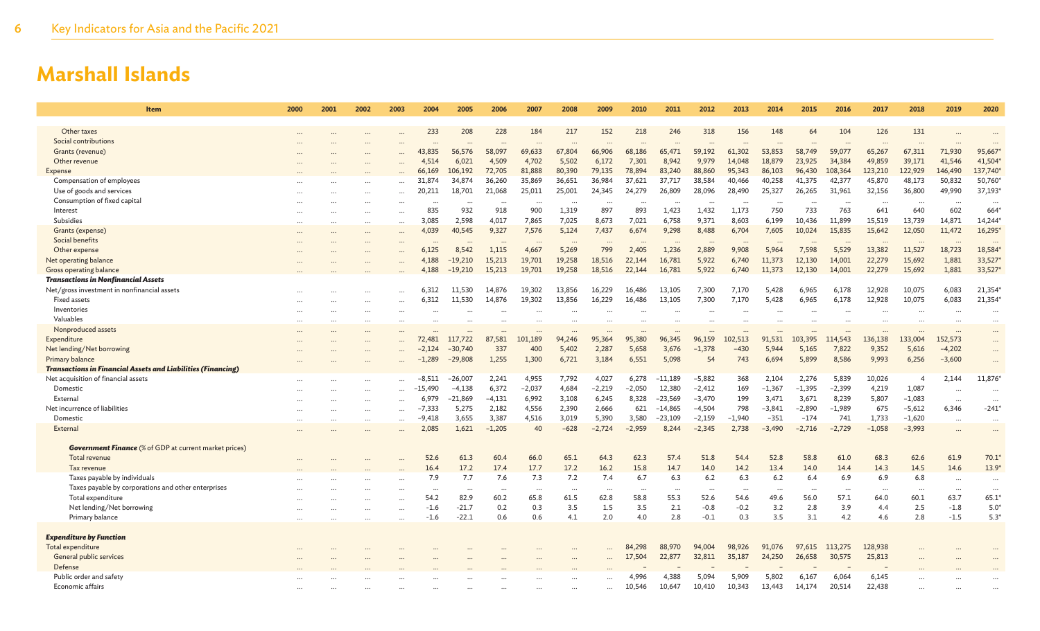# Marshall Islands

| Item | 2000 | 2001 | 2002 | 2003 | 2004 | 2005 | 2006 | 2007 | 2008 | 2009 | 2010 | 2011 | 2012 | 2013 | 2014 | 2015 | 2016 | 2017 | 2018 | 2019 | 2020 |
|---|---|---|---|---|---|---|---|---|---|---|---|---|---|---|---|---|---|---|---|---|---|
| Other taxes | ... | ... | ... | ... | 233 | 208 | 228 | 184 | 217 | 152 | 218 | 246 | 318 | 156 | 148 | 64 | 104 | 126 | 131 | ... | ... |
| Social contributions | ... | ... | ... | ... | ... | ... | ... | ... | ... | ... | ... | ... | ... | ... | ... | ... | ... | ... | ... | ... | ... |
| Grants (revenue) | ... | ... | ... | ... | 43,835 | 56,576 | 58,097 | 69,633 | 67,804 | 66,906 | 68,186 | 65,471 | 59,192 | 61,302 | 53,853 | 58,749 | 59,077 | 65,267 | 67,311 | 71,930 | 95,667* |
| Other revenue | ... | ... | ... | ... | 4,514 | 6,021 | 4,509 | 4,702 | 5,502 | 6,172 | 7,301 | 8,942 | 9,979 | 14,048 | 18,879 | 23,925 | 34,384 | 49,859 | 39,171 | 41,546 | 41,504* |
| Expense | ... | ... | ... | ... | 66,169 | 106,192 | 72,705 | 81,888 | 80,390 | 79,135 | 78,894 | 83,240 | 88,860 | 95,343 | 86,103 | 96,430 | 108,364 | 123,210 | 122,929 | 146,490 | 137,740* |
| Compensation of employees | ... | ... | ... | ... | 31,874 | 34,874 | 36,260 | 35,869 | 36,651 | 36,984 | 37,621 | 37,717 | 38,584 | 40,466 | 40,258 | 41,375 | 42,377 | 45,870 | 48,173 | 50,832 | 50,760* |
| Use of goods and services | ... | ... | ... | ... | 20,211 | 18,701 | 21,068 | 25,011 | 25,001 | 24,345 | 24,279 | 26,809 | 28,096 | 28,490 | 25,327 | 26,265 | 31,961 | 32,156 | 36,800 | 49,990 | 37,193* |
| Consumption of fixed capital | ... | ... | ... | ... | ... | ... | ... | ... | ... | ... | ... | ... | ... | ... | ... | ... | ... | ... | ... | ... | ... |
| Interest | ... | ... | ... | ... | 835 | 932 | 918 | 900 | 1,319 | 897 | 893 | 1,423 | 1,432 | 1,173 | 750 | 733 | 763 | 641 | 640 | 602 | 664* |
| Subsidies | ... | ... | ... | ... | 3,085 | 2,598 | 4,017 | 7,865 | 7,025 | 8,673 | 7,021 | 6,758 | 9,371 | 8,603 | 6,199 | 10,436 | 11,899 | 15,519 | 13,739 | 14,871 | 14,244* |
| Grants (expense) | ... | ... | ... | ... | 4,039 | 40,545 | 9,327 | 7,576 | 5,124 | 7,437 | 6,674 | 9,298 | 8,488 | 6,704 | 7,605 | 10,024 | 15,835 | 15,642 | 12,050 | 11,472 | 16,295* |
| Social benefits | ... | ... | ... | ... | ... | ... | ... | ... | ... | ... | ... | ... | ... | ... | ... | ... | ... | ... | ... | ... | ... |
| Other expense | ... | ... | ... | ... | 6,125 | 8,542 | 1,115 | 4,667 | 5,269 | 799 | 2,405 | 1,236 | 2,889 | 9,908 | 5,964 | 7,598 | 5,529 | 13,382 | 11,527 | 18,723 | 18,584* |
| Net operating balance | ... | ... | ... | ... | 4,188 | −19,210 | 15,213 | 19,701 | 19,258 | 18,516 | 22,144 | 16,781 | 5,922 | 6,740 | 11,373 | 12,130 | 14,001 | 22,279 | 15,692 | 1,881 | 33,527* |
| Gross operating balance | ... | ... | ... | ... | 4,188 | −19,210 | 15,213 | 19,701 | 19,258 | 18,516 | 22,144 | 16,781 | 5,922 | 6,740 | 11,373 | 12,130 | 14,001 | 22,279 | 15,692 | 1,881 | 33,527* |
| ***Transactions in Nonfinancial Assets*** | | | | | | | | | | | | | | | | | | | | | |
| Net/gross investment in nonfinancial assets | ... | ... | ... | ... | 6,312 | 11,530 | 14,876 | 19,302 | 13,856 | 16,229 | 16,486 | 13,105 | 7,300 | 7,170 | 5,428 | 6,965 | 6,178 | 12,928 | 10,075 | 6,083 | 21,354* |
| Fixed assets | ... | ... | ... | ... | 6,312 | 11,530 | 14,876 | 19,302 | 13,856 | 16,229 | 16,486 | 13,105 | 7,300 | 7,170 | 5,428 | 6,965 | 6,178 | 12,928 | 10,075 | 6,083 | 21,354* |
| Inventories | ... | ... | ... | ... | ... | ... | ... | ... | ... | ... | ... | ... | ... | ... | ... | ... | ... | ... | ... | ... | ... |
| Valuables | ... | ... | ... | ... | ... | ... | ... | ... | ... | ... | ... | ... | ... | ... | ... | ... | ... | ... | ... | ... | ... |
| Nonproduced assets | ... | ... | ... | ... | ... | ... | ... | ... | ... | ... | ... | ... | ... | ... | ... | ... | ... | ... | ... | ... | ... |
| Expenditure | ... | ... | ... | ... | 72,481 | 117,722 | 87,581 | 101,189 | 94,246 | 95,364 | 95,380 | 96,345 | 96,159 | 102,513 | 91,531 | 103,395 | 114,543 | 136,138 | 133,004 | 152,573 | ... |
| Net lending/Net borrowing | ... | ... | ... | ... | −2,124 | −30,740 | 337 | 400 | 5,402 | 2,287 | 5,658 | 3,676 | −1,378 | −430 | 5,944 | 5,165 | 7,822 | 9,352 | 5,616 | −4,202 | ... |
| Primary balance | ... | ... | ... | ... | −1,289 | −29,808 | 1,255 | 1,300 | 6,721 | 3,184 | 6,551 | 5,098 | 54 | 743 | 6,694 | 5,899 | 8,586 | 9,993 | 6,256 | −3,600 | ... |
| ***Transactions in Financial Assets and Liabilities (Financing)*** | | | | | | | | | | | | | | | | | | | | | |
| Net acquisition of financial assets | ... | ... | ... | ... | −8,511 | −26,007 | 2,241 | 4,955 | 7,792 | 4,027 | 6,278 | −11,189 | −5,882 | 368 | 2,104 | 2,276 | 5,839 | 10,026 | 4 | 2,144 | 11,876* |
| Domestic | ... | ... | ... | ... | −15,490 | −4,138 | 6,372 | −2,037 | 4,684 | −2,219 | −2,050 | 12,380 | −2,412 | 169 | −1,367 | −1,395 | −2,399 | 4,219 | 1,087 | ... | ... |
| External | ... | ... | ... | ... | 6,979 | −21,869 | −4,131 | 6,992 | 3,108 | 6,245 | 8,328 | −23,569 | −3,470 | 199 | 3,471 | 3,671 | 8,239 | 5,807 | −1,083 | ... | ... |
| Net incurrence of liabilities | ... | ... | ... | ... | −7,333 | 5,275 | 2,182 | 4,556 | 2,390 | 2,666 | 621 | −14,865 | −4,504 | 798 | −3,841 | −2,890 | −1,989 | 675 | −5,612 | 6,346 | −241* |
| Domestic | ... | ... | ... | ... | −9,418 | 3,655 | 3,387 | 4,516 | 3,019 | 5,390 | 3,580 | −23,109 | −2,159 | −1,940 | −351 | −174 | 741 | 1,733 | −1,620 | ... | ... |
| External | ... | ... | ... | ... | 2,085 | 1,621 | −1,205 | 40 | −628 | −2,724 | −2,959 | 8,244 | −2,345 | 2,738 | −3,490 | −2,716 | −2,729 | −1,058 | −3,993 | ... | ... |
| ***Government Finance*** *(% of GDP at current market prices)* | | | | | | | | | | | | | | | | | | | | | |
| Total revenue | ... | ... | ... | ... | 52.6 | 61.3 | 60.4 | 66.0 | 65.1 | 64.3 | 62.3 | 57.4 | 51.8 | 54.4 | 52.8 | 58.8 | 61.0 | 68.3 | 62.6 | 61.9 | 70.1* |
| Tax revenue | ... | ... | ... | ... | 16.4 | 17.2 | 17.4 | 17.7 | 17.2 | 16.2 | 15.8 | 14.7 | 14.0 | 14.2 | 13.4 | 14.0 | 14.4 | 14.3 | 14.5 | 14.6 | 13.9* |
| Taxes payable by individuals | ... | ... | ... | ... | 7.9 | 7.7 | 7.6 | 7.3 | 7.2 | 7.4 | 6.7 | 6.3 | 6.2 | 6.3 | 6.2 | 6.4 | 6.9 | 6.9 | 6.8 | ... | ... |
| Taxes payable by corporations and other enterprises | ... | ... | ... | ... | ... | ... | ... | ... | ... | ... | ... | ... | ... | ... | ... | ... | ... | ... | ... | ... | ... |
| Total expenditure | ... | ... | ... | ... | 54.2 | 82.9 | 60.2 | 65.8 | 61.5 | 62.8 | 58.8 | 55.3 | 52.6 | 54.6 | 49.6 | 56.0 | 57.1 | 64.0 | 60.1 | 63.7 | 65.1* |
| Net lending/Net borrowing | ... | ... | ... | ... | -1.6 | -21.7 | 0.2 | 0.3 | 3.5 | 1.5 | 3.5 | 2.1 | -0.8 | -0.2 | 3.2 | 2.8 | 3.9 | 4.4 | 2.5 | -1.8 | 5.0* |
| Primary balance | ... | ... | ... | ... | -1.6 | -22.1 | 0.6 | 0.6 | 4.1 | 2.0 | 4.0 | 2.8 | -0.1 | 0.3 | 3.5 | 3.1 | 4.2 | 4.6 | 2.8 | -1.5 | 5.3* |
| ***Expenditure by Function*** | | | | | | | | | | | | | | | | | | | | | |
| Total expenditure | ... | ... | ... | ... | ... | ... | ... | ... | ... | ... | 84,298 | 88,970 | 94,004 | 98,926 | 91,076 | 97,615 | 113,275 | 128,938 | ... | ... | ... |
| General public services | ... | ... | ... | ... | ... | ... | ... | ... | ... | ... | 17,504 | 22,877 | 32,811 | 35,187 | 24,250 | 26,658 | 30,575 | 25,813 | ... | ... | ... |
| Defense | ... | ... | ... | ... | ... | ... | ... | ... | ... | ... | – | – | – | – | – | – | – | – | ... | ... | ... |
| Public order and safety | ... | ... | ... | ... | ... | ... | ... | ... | ... | ... | 4,996 | 4,388 | 5,094 | 5,909 | 5,802 | 6,167 | 6,064 | 6,145 | ... | ... | ... |
| Economic affairs | ... | ... | ... | ... | ... | ... | ... | ... | ... | ... | 10,546 | 10,647 | 10,410 | 10,343 | 13,443 | 14,174 | 20,514 | 22,438 | ... | ... | ... |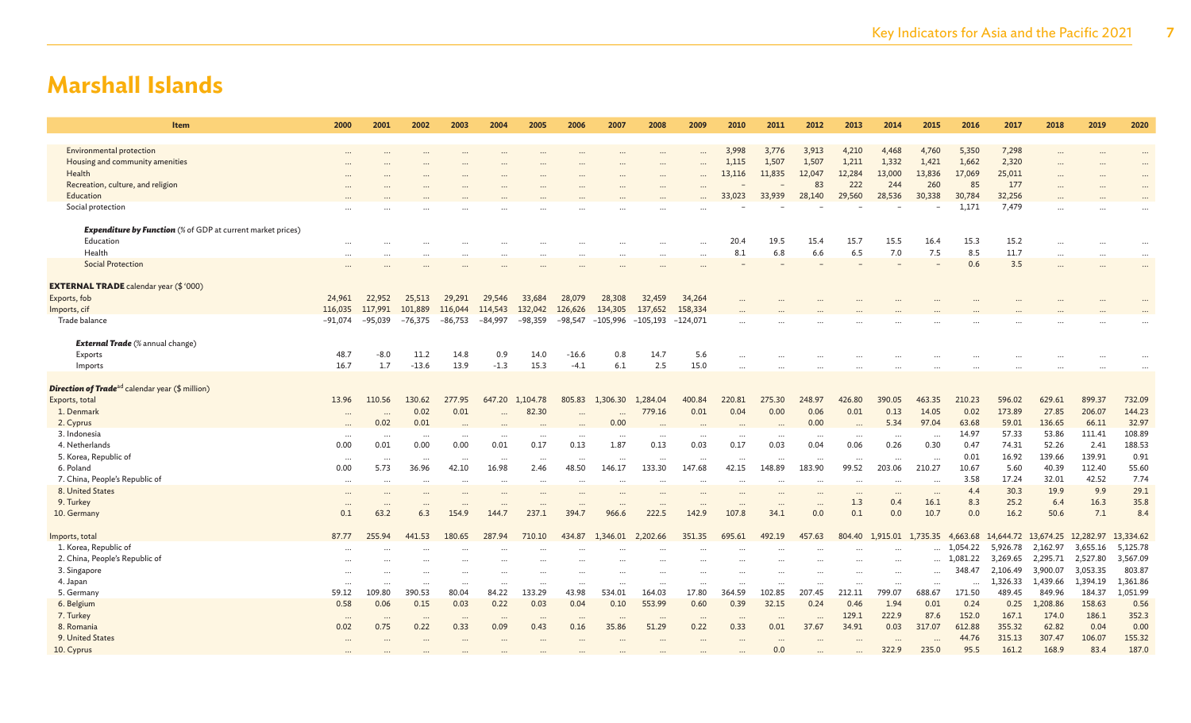# Marshall Islands

| Item | 2000 | 2001 | 2002 | 2003 | 2004 | 2005 | 2006 | 2007 | 2008 | 2009 | 2010 | 2011 | 2012 | 2013 | 2014 | 2015 | 2016 | 2017 | 2018 | 2019 | 2020 |
|---|---|---|---|---|---|---|---|---|---|---|---|---|---|---|---|---|---|---|---|---|---|
| Environmental protection | ... | ... | ... | ... | ... | ... | ... | ... | ... | ... | 3,998 | 3,776 | 3,913 | 4,210 | 4,468 | 4,760 | 5,350 | 7,298 | ... | ... | ... |
| Housing and community amenities | ... | ... | ... | ... | ... | ... | ... | ... | ... | ... | 1,115 | 1,507 | 1,507 | 1,211 | 1,332 | 1,421 | 1,662 | 2,320 | ... | ... | ... |
| Health | ... | ... | ... | ... | ... | ... | ... | ... | ... | ... | 13,116 | 11,835 | 12,047 | 12,284 | 13,000 | 13,836 | 17,069 | 25,011 | ... | ... | ... |
| Recreation, culture, and religion | ... | ... | ... | ... | ... | ... | ... | ... | ... | ... | – | – | 83 | 222 | 244 | 260 | 85 | 177 | ... | ... | ... |
| Education | ... | ... | ... | ... | ... | ... | ... | ... | ... | ... | 33,023 | 33,939 | 28,140 | 29,560 | 28,536 | 30,338 | 30,784 | 32,256 | ... | ... | ... |
| Social protection | ... | ... | ... | ... | ... | ... | ... | ... | ... | ... | – | – | – | – | – | – | 1,171 | 7,479 | ... | ... | ... |
| ***Expenditure by Function*** (% of GDP at current market prices) | | | | | | | | | | | | | | | | | | | | | |
| Education | ... | ... | ... | ... | ... | ... | ... | ... | ... | ... | 20.4 | 19.5 | 15.4 | 15.7 | 15.5 | 16.4 | 15.3 | 15.2 | ... | ... | ... |
| Health | ... | ... | ... | ... | ... | ... | ... | ... | ... | ... | 8.1 | 6.8 | 6.6 | 6.5 | 7.0 | 7.5 | 8.5 | 11.7 | ... | ... | ... |
| Social Protection | ... | ... | ... | ... | ... | ... | ... | ... | ... | ... | – | – | – | – | – | – | 0.6 | 3.5 | ... | ... | ... |
| **EXTERNAL TRADE** calendar year ($ '000) | | | | | | | | | | | | | | | | | | | | | |
| Exports, fob | 24,961 | 22,952 | 25,513 | 29,291 | 29,546 | 33,684 | 28,079 | 28,308 | 32,459 | 34,264 | ... | ... | ... | ... | ... | ... | ... | ... | ... | ... | ... |
| Imports, cif | 116,035 | 117,991 | 101,889 | 116,044 | 114,543 | 132,042 | 126,626 | 134,305 | 137,652 | 158,334 | ... | ... | ... | ... | ... | ... | ... | ... | ... | ... | ... |
| Trade balance | −91,074 | −95,039 | −76,375 | −86,753 | −84,997 | −98,359 | −98,547 | −105,996 | −105,193 | −124,071 | ... | ... | ... | ... | ... | ... | ... | ... | ... | ... | ... |
| ***External Trade*** (% annual change) | | | | | | | | | | | | | | | | | | | | | |
| Exports | 48.7 | -8.0 | 11.2 | 14.8 | 0.9 | 14.0 | -16.6 | 0.8 | 14.7 | 5.6 | ... | ... | ... | ... | ... | ... | ... | ... | ... | ... | ... |
| Imports | 16.7 | 1.7 | -13.6 | 13.9 | -1.3 | 15.3 | -4.1 | 6.1 | 2.5 | 15.0 | ... | ... | ... | ... | ... | ... | ... | ... | ... | ... | ... |
| ***Direction of Trade***[ad] calendar year ($ million) | | | | | | | | | | | | | | | | | | | | | |
| Exports, total | 13.96 | 110.56 | 130.62 | 277.95 | 647.20 | 1,104.78 | 805.83 | 1,306.30 | 1,284.04 | 400.84 | 220.81 | 275.30 | 248.97 | 426.80 | 390.05 | 463.35 | 210.23 | 596.02 | 629.61 | 899.37 | 732.09 |
| 1. Denmark | ... | ... | 0.02 | 0.01 | ... | 82.30 | ... | ... | 779.16 | 0.01 | 0.04 | 0.00 | 0.06 | 0.01 | 0.13 | 14.05 | 0.02 | 173.89 | 27.85 | 206.07 | 144.23 |
| 2. Cyprus | ... | 0.02 | 0.01 | ... | ... | ... | ... | 0.00 | ... | ... | ... | ... | 0.00 | ... | 5.34 | 97.04 | 63.68 | 59.01 | 136.65 | 66.11 | 32.97 |
| 3. Indonesia | ... | ... | ... | ... | ... | ... | ... | ... | ... | ... | ... | ... | ... | ... | ... | ... | 14.97 | 57.33 | 53.86 | 111.41 | 108.89 |
| 4. Netherlands | 0.00 | 0.01 | 0.00 | 0.00 | 0.01 | 0.17 | 0.13 | 1.87 | 0.13 | 0.03 | 0.17 | 0.03 | 0.04 | 0.06 | 0.26 | 0.30 | 0.47 | 74.31 | 52.26 | 2.41 | 188.53 |
| 5. Korea, Republic of | ... | ... | ... | ... | ... | ... | ... | ... | ... | ... | ... | ... | ... | ... | ... | ... | 0.01 | 16.92 | 139.66 | 139.91 | 0.91 |
| 6. Poland | 0.00 | 5.73 | 36.96 | 42.10 | 16.98 | 2.46 | 48.50 | 146.17 | 133.30 | 147.68 | 42.15 | 148.89 | 183.90 | 99.52 | 203.06 | 210.27 | 10.67 | 5.60 | 40.39 | 112.40 | 55.60 |
| 7. China, People's Republic of | ... | ... | ... | ... | ... | ... | ... | ... | ... | ... | ... | ... | ... | ... | ... | ... | 3.58 | 17.24 | 32.01 | 42.52 | 7.74 |
| 8. United States | ... | ... | ... | ... | ... | ... | ... | ... | ... | ... | ... | ... | ... | ... | ... | ... | 4.4 | 30.3 | 19.9 | 9.9 | 29.1 |
| 9. Turkey | ... | ... | ... | ... | ... | ... | ... | ... | ... | ... | ... | ... | ... | 1.3 | 0.4 | 16.1 | 8.3 | 25.2 | 6.4 | 16.3 | 35.8 |
| 10. Germany | 0.1 | 63.2 | 6.3 | 154.9 | 144.7 | 237.1 | 394.7 | 966.6 | 222.5 | 142.9 | 107.8 | 34.1 | 0.0 | 0.1 | 0.0 | 10.7 | 0.0 | 16.2 | 50.6 | 7.1 | 8.4 |
| Imports, total | 87.77 | 255.94 | 441.53 | 180.65 | 287.94 | 710.10 | 434.87 | 1,346.01 | 2,202.66 | 351.35 | 695.61 | 492.19 | 457.63 | 804.40 | 1,915.01 | 1,735.35 | 4,663.68 | 14,644.72 | 13,674.25 | 12,282.97 | 13,334.62 |
| 1. Korea, Republic of | ... | ... | ... | ... | ... | ... | ... | ... | ... | ... | ... | ... | ... | ... | ... | ... | 1,054.22 | 5,926.78 | 2,162.97 | 3,655.16 | 5,125.78 |
| 2. China, People's Republic of | ... | ... | ... | ... | ... | ... | ... | ... | ... | ... | ... | ... | ... | ... | ... | ... | 1,081.22 | 3,269.65 | 2,295.71 | 2,527.80 | 3,567.09 |
| 3. Singapore | ... | ... | ... | ... | ... | ... | ... | ... | ... | ... | ... | ... | ... | ... | ... | ... | 348.47 | 2,106.49 | 3,900.07 | 3,053.35 | 803.87 |
| 4. Japan | ... | ... | ... | ... | ... | ... | ... | ... | ... | ... | ... | ... | ... | ... | ... | ... | ... | 1,326.33 | 1,439.66 | 1,394.19 | 1,361.86 |
| 5. Germany | 59.12 | 109.80 | 390.53 | 80.04 | 84.22 | 133.29 | 43.98 | 534.01 | 164.03 | 17.80 | 364.59 | 102.85 | 207.45 | 212.11 | 799.07 | 688.67 | 171.50 | 489.45 | 849.96 | 184.37 | 1,051.99 |
| 6. Belgium | 0.58 | 0.06 | 0.15 | 0.03 | 0.22 | 0.03 | 0.04 | 0.10 | 553.99 | 0.60 | 0.39 | 32.15 | 0.24 | 0.46 | 1.94 | 0.01 | 0.24 | 0.25 | 1,208.86 | 158.63 | 0.56 |
| 7. Turkey | ... | ... | ... | ... | ... | ... | ... | ... | ... | ... | ... | ... | ... | 129.1 | 222.9 | 87.6 | 152.0 | 167.1 | 174.0 | 186.1 | 352.3 |
| 8. Romania | 0.02 | 0.75 | 0.22 | 0.33 | 0.09 | 0.43 | 0.16 | 35.86 | 51.29 | 0.22 | 0.33 | 0.01 | 37.67 | 34.91 | 0.03 | 317.07 | 612.88 | 355.32 | 62.82 | 0.04 | 0.00 |
| 9. United States | ... | ... | ... | ... | ... | ... | ... | ... | ... | ... | ... | ... | ... | ... | ... | ... | 44.76 | 315.13 | 307.47 | 106.07 | 155.32 |
| 10. Cyprus | ... | ... | ... | ... | ... | ... | ... | ... | ... | ... | ... | 0.0 | ... | ... | 322.9 | 235.0 | 95.5 | 161.2 | 168.9 | 83.4 | 187.0 |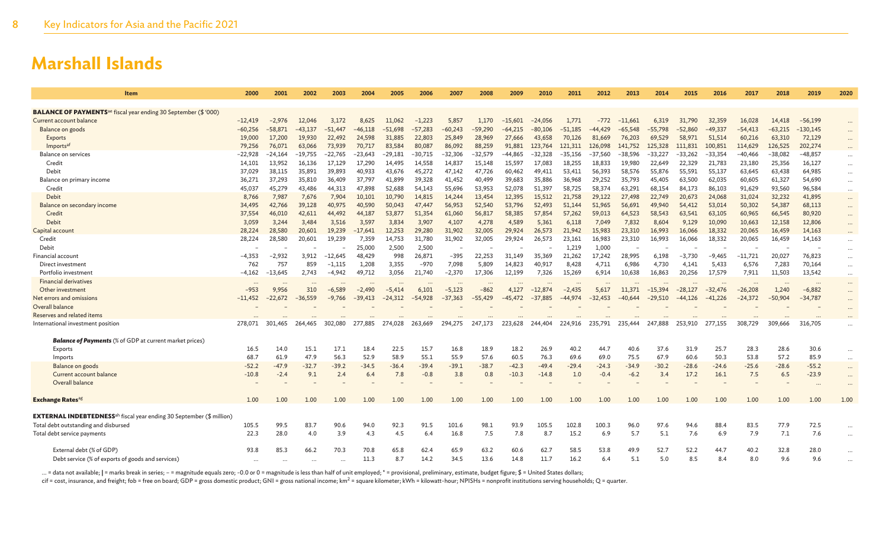# Marshall Islands

| Item | 2000 | 2001 | 2002 | 2003 | 2004 | 2005 | 2006 | 2007 | 2008 | 2009 | 2010 | 2011 | 2012 | 2013 | 2014 | 2015 | 2016 | 2017 | 2018 | 2019 | 2020 |
|---|---|---|---|---|---|---|---|---|---|---|---|---|---|---|---|---|---|---|---|---|---|
| **BALANCE OF PAYMENTS**[ae] fiscal year ending 30 September ($ '000) | | | | | | | | | | | | | | | | | | | | | |
| Current account balance | −12,419 | −2,976 | 12,046 | 3,172 | 8,625 | 11,062 | −1,223 | 5,857 | 1,170 | −15,601 | −24,056 | 1,771 | −772 | −11,661 | 6,319 | 31,790 | 32,359 | 16,028 | 14,418 | −56,199 | ... |
| Balance on goods | −60,256 | −58,871 | −43,137 | −51,447 | −46,118 | −51,698 | −57,283 | −60,243 | −59,290 | −64,215 | −80,106 | −51,185 | −44,429 | −65,548 | −55,798 | −52,860 | −49,337 | −54,413 | −63,215 | −130,145 | ... |
| Exports | 19,000 | 17,200 | 19,930 | 22,492 | 24,598 | 31,885 | 22,803 | 25,849 | 28,969 | 27,666 | 43,658 | 70,126 | 81,669 | 76,203 | 69,529 | 58,971 | 51,514 | 60,216 | 63,310 | 72,129 | ... |
| Imports[af] | 79,256 | 76,071 | 63,066 | 73,939 | 70,717 | 83,584 | 80,087 | 86,092 | 88,259 | 91,881 | 123,764 | 121,311 | 126,098 | 141,752 | 125,328 | 111,831 | 100,851 | 114,629 | 126,525 | 202,274 | ... |
| Balance on services | −22,928 | −24,164 | −19,755 | −22,765 | −23,643 | −29,181 | −30,715 | −32,306 | −32,579 | −44,865 | −32,328 | −35,156 | −37,560 | −38,596 | −33,227 | −33,262 | −33,354 | −40,466 | −38,082 | −48,857 | ... |
| Credit | 14,101 | 13,952 | 16,136 | 17,129 | 17,290 | 14,495 | 14,558 | 14,837 | 15,148 | 15,597 | 17,083 | 18,255 | 18,833 | 19,980 | 22,649 | 22,329 | 21,783 | 23,180 | 25,356 | 16,127 | ... |
| Debit | 37,029 | 38,115 | 35,891 | 39,893 | 40,933 | 43,676 | 45,272 | 47,142 | 47,726 | 60,462 | 49,411 | 53,411 | 56,393 | 58,576 | 55,876 | 55,591 | 55,137 | 63,645 | 63,438 | 64,985 | ... |
| Balance on primary income | 36,271 | 37,293 | 35,810 | 36,409 | 37,797 | 41,899 | 39,328 | 41,452 | 40,499 | 39,683 | 35,886 | 36,968 | 29,252 | 35,793 | 45,405 | 63,500 | 62,035 | 60,605 | 61,327 | 54,690 | ... |
| Credit | 45,037 | 45,279 | 43,486 | 44,313 | 47,898 | 52,688 | 54,143 | 55,696 | 53,953 | 52,078 | 51,397 | 58,725 | 58,374 | 63,291 | 68,154 | 84,173 | 86,103 | 91,629 | 93,560 | 96,584 | ... |
| Debit | 8,766 | 7,987 | 7,676 | 7,904 | 10,101 | 10,790 | 14,815 | 14,244 | 13,454 | 12,395 | 15,512 | 21,758 | 29,122 | 27,498 | 22,749 | 20,673 | 24,068 | 31,024 | 32,232 | 41,895 | ... |
| Balance on secondary income | 34,495 | 42,766 | 39,128 | 40,975 | 40,590 | 50,043 | 47,447 | 56,953 | 52,540 | 53,796 | 52,493 | 51,144 | 51,965 | 56,691 | 49,940 | 54,412 | 53,014 | 50,302 | 54,387 | 68,113 | ... |
| Credit | 37,554 | 46,010 | 42,611 | 44,492 | 44,187 | 53,877 | 51,354 | 61,060 | 56,817 | 58,385 | 57,854 | 57,262 | 59,013 | 64,523 | 58,543 | 63,541 | 63,105 | 60,965 | 66,545 | 80,920 | ... |
| Debit | 3,059 | 3,244 | 3,484 | 3,516 | 3,597 | 3,834 | 3,907 | 4,107 | 4,278 | 4,589 | 5,361 | 6,118 | 7,049 | 7,832 | 8,604 | 9,129 | 10,090 | 10,663 | 12,158 | 12,806 | ... |
| Capital account | 28,224 | 28,580 | 20,601 | 19,239 | −17,641 | 12,253 | 29,280 | 31,902 | 32,005 | 29,924 | 26,573 | 21,942 | 15,983 | 23,310 | 16,993 | 16,066 | 18,332 | 20,065 | 16,459 | 14,163 | ... |
| Credit | 28,224 | 28,580 | 20,601 | 19,239 | 7,359 | 14,753 | 31,780 | 31,902 | 32,005 | 29,924 | 26,573 | 23,161 | 16,983 | 23,310 | 16,993 | 16,066 | 18,332 | 20,065 | 16,459 | 14,163 | ... |
| Debit | – | – | – | – | 25,000 | 2,500 | 2,500 | – | – | – | – | 1,219 | 1,000 | – | – | – | – | – | – | – | ... |
| Financial account | −4,353 | −2,932 | 3,912 | −12,645 | 48,429 | 998 | 26,871 | −395 | 22,253 | 31,149 | 35,369 | 21,262 | 17,242 | 28,995 | 6,198 | −3,730 | −9,465 | −11,721 | 20,027 | 76,823 | ... |
| Direct investment | 762 | 757 | 859 | −1,115 | 1,208 | 3,355 | −970 | 7,098 | 5,809 | 14,823 | 40,917 | 8,428 | 4,711 | 6,986 | 4,730 | 4,141 | 5,433 | 6,576 | 7,283 | 70,164 | ... |
| Portfolio investment | −4,162 | −13,645 | 2,743 | −4,942 | 49,712 | 3,056 | 21,740 | −2,370 | 17,306 | 12,199 | 7,326 | 15,269 | 6,914 | 10,638 | 16,863 | 20,256 | 17,579 | 7,911 | 11,503 | 13,542 | ... |
| Financial derivatives | ... | ... | ... | ... | ... | ... | ... | ... | ... | ... | ... | ... | ... | ... | ... | ... | ... | ... | ... | ... | ... |
| Other investment | −953 | 9,956 | 310 | −6,589 | −2,490 | −5,414 | 6,101 | −5,123 | −862 | 4,127 | −12,874 | −2,435 | 5,617 | 11,371 | −15,394 | −28,127 | −32,476 | −26,208 | 1,240 | −6,882 | ... |
| Net errors and omissions | −11,452 | −22,672 | −36,559 | −9,766 | −39,413 | −24,312 | −54,928 | −37,363 | −55,429 | −45,472 | −37,885 | −44,974 | −32,453 | −40,644 | −29,510 | −44,126 | −41,226 | −24,372 | −50,904 | −34,787 | ... |
| Overall balance | – | – | – | – | – | – | – | – | – | – | – | – | – | – | – | – | – | – | – | – | ... |
| Reserves and related items | ... | ... | ... | ... | ... | ... | ... | ... | ... | ... | ... | ... | ... | ... | ... | ... | ... | ... | ... | ... | ... |
| International investment position | 278,071 | 301,465 | 264,465 | 302,080 | 277,885 | 274,028 | 263,669 | 294,275 | 247,173 | 223,628 | 244,404 | 224,916 | 235,791 | 235,444 | 247,888 | 253,910 | 277,155 | 308,729 | 309,666 | 316,705 | ... |
| ***Balance of Payments*** (% of GDP at current market prices) | | | | | | | | | | | | | | | | | | | | | |
| Exports | 16.5 | 14.0 | 15.1 | 17.1 | 18.4 | 22.5 | 15.7 | 16.8 | 18.9 | 18.2 | 26.9 | 40.2 | 44.7 | 40.6 | 37.6 | 31.9 | 25.7 | 28.3 | 28.6 | 30.6 | ... |
| Imports | 68.7 | 61.9 | 47.9 | 56.3 | 52.9 | 58.9 | 55.1 | 55.9 | 57.6 | 60.5 | 76.3 | 69.6 | 69.0 | 75.5 | 67.9 | 60.6 | 50.3 | 53.8 | 57.2 | 85.9 | ... |
| Balance on goods | −52.2 | −47.9 | −32.7 | −39.2 | −34.5 | −36.4 | −39.4 | −39.1 | −38.7 | −42.3 | −49.4 | −29.4 | −24.3 | −34.9 | −30.2 | −28.6 | −24.6 | −25.6 | −28.6 | −55.2 | ... |
| Current account balance | −10.8 | −2.4 | 9.1 | 2.4 | 6.4 | 7.8 | −0.8 | 3.8 | 0.8 | −10.3 | −14.8 | 1.0 | −0.4 | −6.2 | 3.4 | 17.2 | 16.1 | 7.5 | 6.5 | −23.9 | ... |
| Overall balance | – | – | – | – | – | – | – | – | – | – | – | – | – | – | – | – | – | – | – | ... | ... |
| **Exchange Rates**[ag] | 1.00 | 1.00 | 1.00 | 1.00 | 1.00 | 1.00 | 1.00 | 1.00 | 1.00 | 1.00 | 1.00 | 1.00 | 1.00 | 1.00 | 1.00 | 1.00 | 1.00 | 1.00 | 1.00 | 1.00 | 1.00 |
| **EXTERNAL INDEBTEDNESS**[ah] fiscal year ending 30 September ($ million) | | | | | | | | | | | | | | | | | | | | | |
| Total debt outstanding and disbursed | 105.5 | 99.5 | 83.7 | 90.6 | 94.0 | 92.3 | 91.5 | 101.6 | 98.1 | 93.9 | 105.5 | 102.8 | 100.3 | 96.0 | 97.6 | 94.6 | 88.4 | 83.5 | 77.9 | 72.5 | ... |
| Total debt service payments | 22.3 | 28.0 | 4.0 | 3.9 | 4.3 | 4.5 | 6.4 | 16.8 | 7.5 | 7.8 | 8.7 | 15.2 | 6.9 | 5.7 | 5.1 | 7.6 | 6.9 | 7.9 | 7.1 | 7.6 | ... |
| External debt (% of GDP) | 93.8 | 85.3 | 66.2 | 70.3 | 70.8 | 65.8 | 62.4 | 65.9 | 63.2 | 60.6 | 62.7 | 58.5 | 53.8 | 49.9 | 52.7 | 52.2 | 44.7 | 40.2 | 32.8 | 28.0 | ... |
| Debt service (% of exports of goods and services) | ... | ... | ... | ... | 11.3 | 8.7 | 14.2 | 34.5 | 13.6 | 14.8 | 11.7 | 16.2 | 6.4 | 5.1 | 5.0 | 8.5 | 8.4 | 8.0 | 9.6 | 9.6 | ... |

... = data not available; | = marks break in series; – = magnitude equals zero; -0.0 or 0 = magnitude is less than half of unit employed; * = provisional, preliminary, estimate, budget figure; $ = United States dollars;
cif = cost, insurance, and freight; fob = free on board; GDP = gross domestic product; GNI = gross national income; km² = square kilometer; kWh = kilowatt-hour; NPISHs = nonprofit institutions serving households; Q = quarter.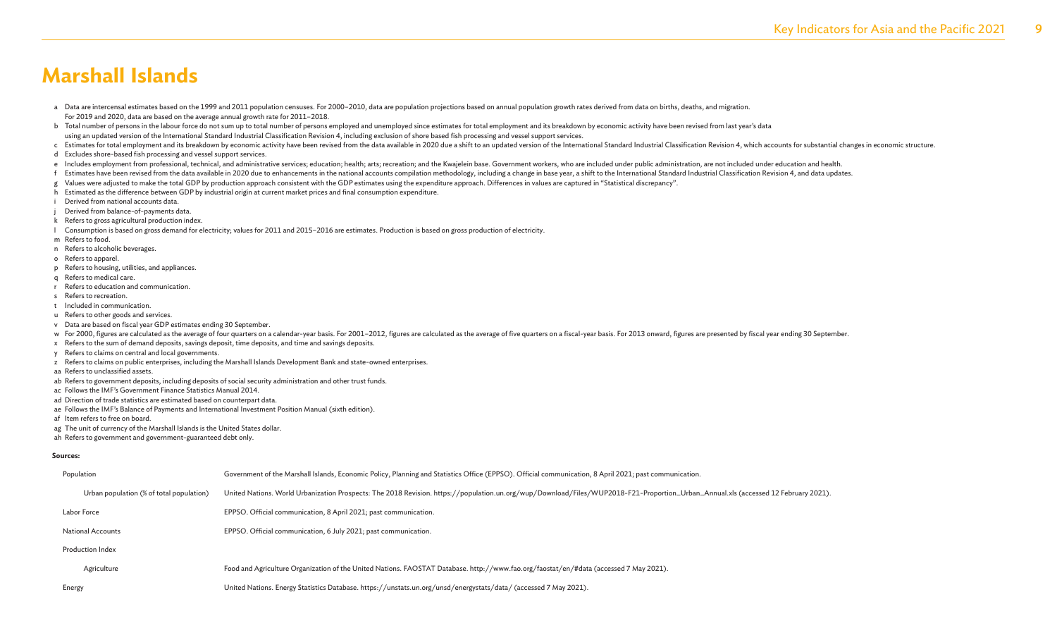# Marshall Islands

a Data are intercensal estimates based on the 1999 and 2011 population censuses. For 2000–2010, data are population projections based on annual population growth rates derived from data on births, deaths, and migration. For 2019 and 2020, data are based on the average annual growth rate for 2011–2018.

b Total number of persons in the labour force do not sum up to total number of persons employed and unemployed since estimates for total employment and its breakdown by economic activity have been revised from last year's data using an updated version of the International Standard Industrial Classification Revision 4, including exclusion of shore based fish processing and vessel support services.

c Estimates for total employment and its breakdown by economic activity have been revised from the data available in 2020 due a shift to an updated version of the International Standard Industrial Classification Revision 4, which accounts for substantial changes in economic structure.

d Excludes shore-based fish processing and vessel support services.

e Includes employment from professional, technical, and administrative services; education; health; arts; recreation; and the Kwajelein base. Government workers, who are included under public administration, are not included under education and health.

f Estimates have been revised from the data available in 2020 due to enhancements in the national accounts compilation methodology, including a change in base year, a shift to the International Standard Industrial Classification Revision 4, and data updates.

g Values were adjusted to make the total GDP by production approach consistent with the GDP estimates using the expenditure approach. Differences in values are captured in "Statistical discrepancy".

h Estimated as the difference between GDP by industrial origin at current market prices and final consumption expenditure.

i Derived from national accounts data.

j Derived from balance-of-payments data.

k Refers to gross agricultural production index.

l Consumption is based on gross demand for electricity; values for 2011 and 2015–2016 are estimates. Production is based on gross production of electricity.

m Refers to food.

n Refers to alcoholic beverages.

o Refers to apparel.

p Refers to housing, utilities, and appliances.

q Refers to medical care.

r Refers to education and communication.

s Refers to recreation.

t Included in communication.

u Refers to other goods and services.

v Data are based on fiscal year GDP estimates ending 30 September.

w For 2000, figures are calculated as the average of four quarters on a calendar-year basis. For 2001–2012, figures are calculated as the average of five quarters on a fiscal-year basis. For 2013 onward, figures are presented by fiscal year ending 30 September.

x Refers to the sum of demand deposits, savings deposit, time deposits, and time and savings deposits.

y Refers to claims on central and local governments.

z Refers to claims on public enterprises, including the Marshall Islands Development Bank and state-owned enterprises.

aa Refers to unclassified assets.

ab Refers to government deposits, including deposits of social security administration and other trust funds.

ac Follows the IMF's Government Finance Statistics Manual 2014.

ad Direction of trade statistics are estimated based on counterpart data.

ae Follows the IMF's Balance of Payments and International Investment Position Manual (sixth edition).

af Item refers to free on board.

ag The unit of currency of the Marshall Islands is the United States dollar.

ah Refers to government and government-guaranteed debt only.

**Sources:**

| | |
|---|---|
| Population | Government of the Marshall Islands, Economic Policy, Planning and Statistics Office (EPPSO). Official communication, 8 April 2021; past communication. |
| Urban population (% of total population) | United Nations. World Urbanization Prospects: The 2018 Revision. https://population.un.org/wup/Download/Files/WUP2018-F21-Proportion_Urban_Annual.xls (accessed 12 February 2021). |
| Labor Force | EPPSO. Official communication, 8 April 2021; past communication. |
| National Accounts | EPPSO. Official communication, 6 July 2021; past communication. |
| Production Index | |
| Agriculture | Food and Agriculture Organization of the United Nations. FAOSTAT Database. http://www.fao.org/faostat/en/#data (accessed 7 May 2021). |
| Energy | United Nations. Energy Statistics Database. https://unstats.un.org/unsd/energystats/data/ (accessed 7 May 2021). |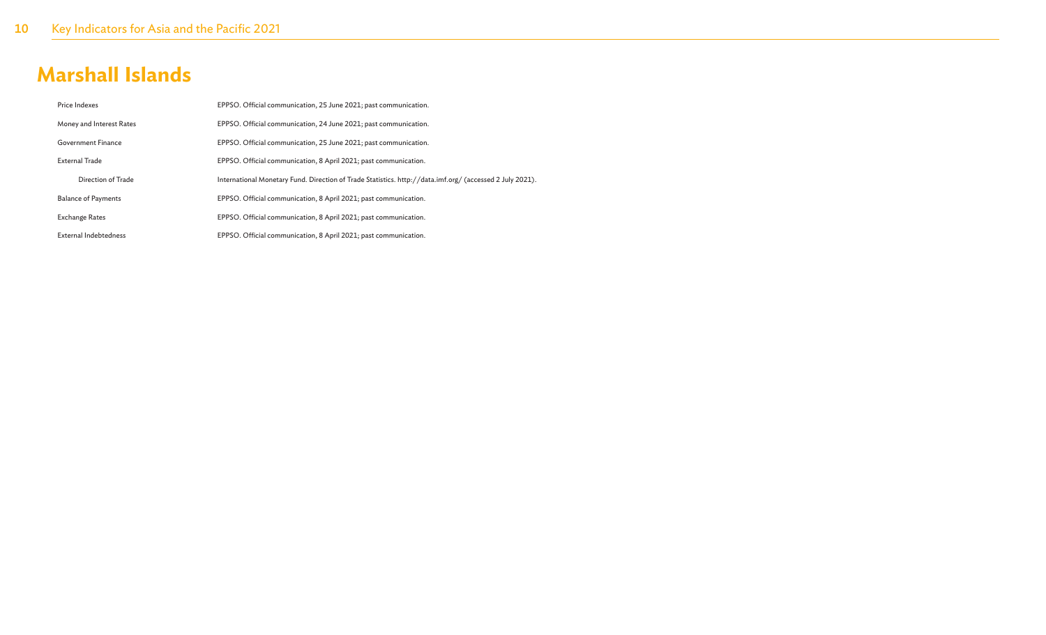# Marshall Islands

| | |
|---|---|
| Price Indexes | EPPSO. Official communication, 25 June 2021; past communication. |
| Money and Interest Rates | EPPSO. Official communication, 24 June 2021; past communication. |
| Government Finance | EPPSO. Official communication, 25 June 2021; past communication. |
| External Trade | EPPSO. Official communication, 8 April 2021; past communication. |
| Direction of Trade | International Monetary Fund. Direction of Trade Statistics. http://data.imf.org/ (accessed 2 July 2021). |
| Balance of Payments | EPPSO. Official communication, 8 April 2021; past communication. |
| Exchange Rates | EPPSO. Official communication, 8 April 2021; past communication. |
| External Indebtedness | EPPSO. Official communication, 8 April 2021; past communication. |